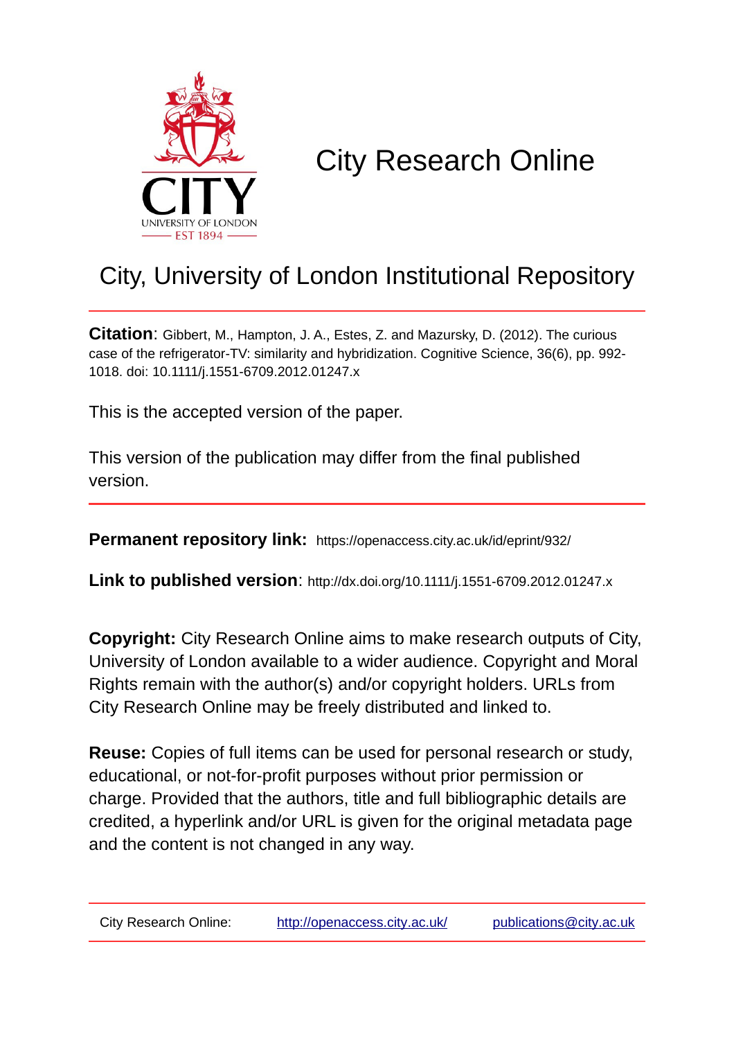# City Research Online

## City, University of London Institutional Repository

**Citation**: Gibbert, M., Hampton, J. A., Estes, Z. and Mazursky, D. (2012). The curious case of the refrigerator-TV: similarity and hybridization. Cognitive Science, 36(6), pp. 992-1018. doi: 10.1111/j.1551-6709.2012.01247.x

This is the accepted version of the paper.

This version of the publication may differ from the final published version.

**Permanent repository link:** https://openaccess.city.ac.uk/id/eprint/932/

**Link to published version**: http://dx.doi.org/10.1111/j.1551-6709.2012.01247.x

**Copyright:** City Research Online aims to make research outputs of City, University of London available to a wider audience. Copyright and Moral Rights remain with the author(s) and/or copyright holders. URLs from City Research Online may be freely distributed and linked to.

**Reuse:** Copies of full items can be used for personal research or study, educational, or not-for-profit purposes without prior permission or charge. Provided that the authors, title and full bibliographic details are credited, a hyperlink and/or URL is given for the original metadata page and the content is not changed in any way.

City Research Online: http://openaccess.city.ac.uk/ publications@city.ac.uk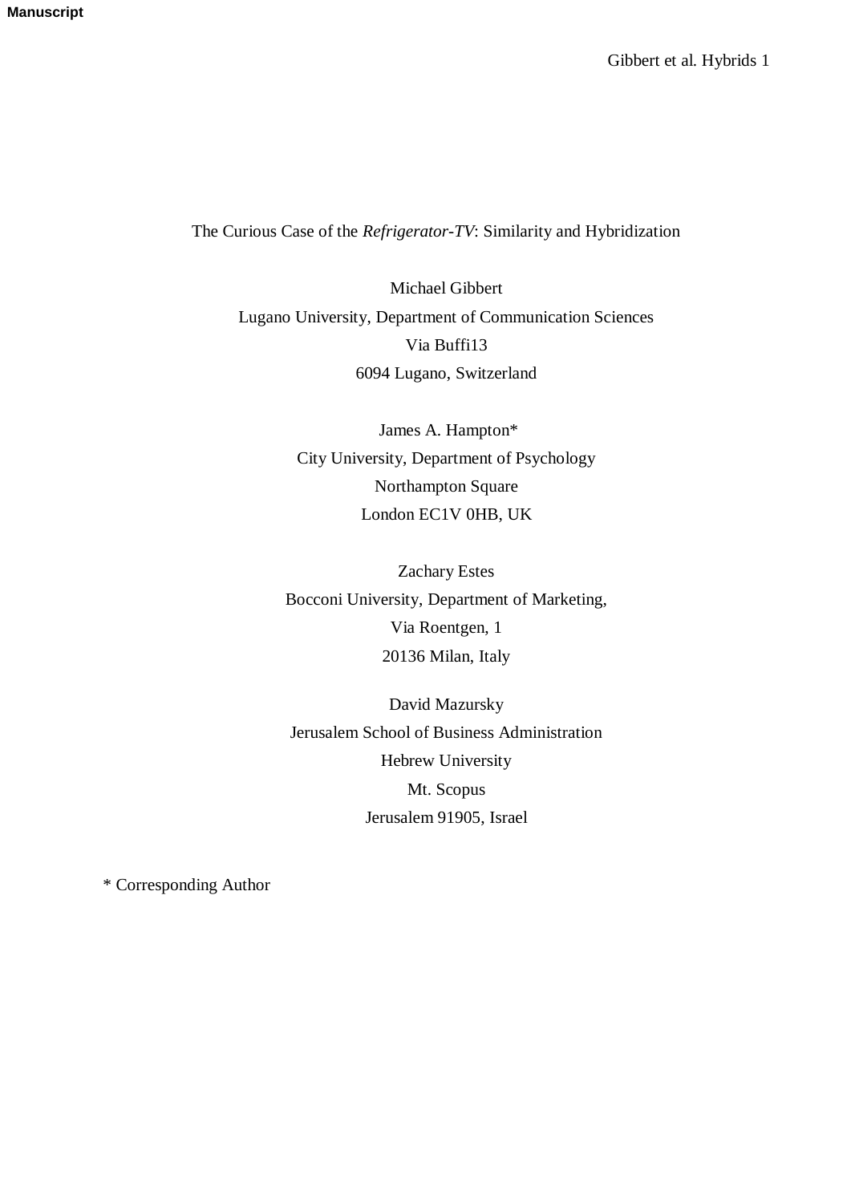# The Curious Case of the *Refrigerator-TV*: Similarity and Hybridization

Michael Gibbert
Lugano University, Department of Communication Sciences
Via Buffi13
6094 Lugano, Switzerland

James A. Hampton*
City University, Department of Psychology
Northampton Square
London EC1V 0HB, UK

Zachary Estes
Bocconi University, Department of Marketing,
Via Roentgen, 1
20136 Milan, Italy

David Mazursky
Jerusalem School of Business Administration
Hebrew University
Mt. Scopus
Jerusalem 91905, Israel

* Corresponding Author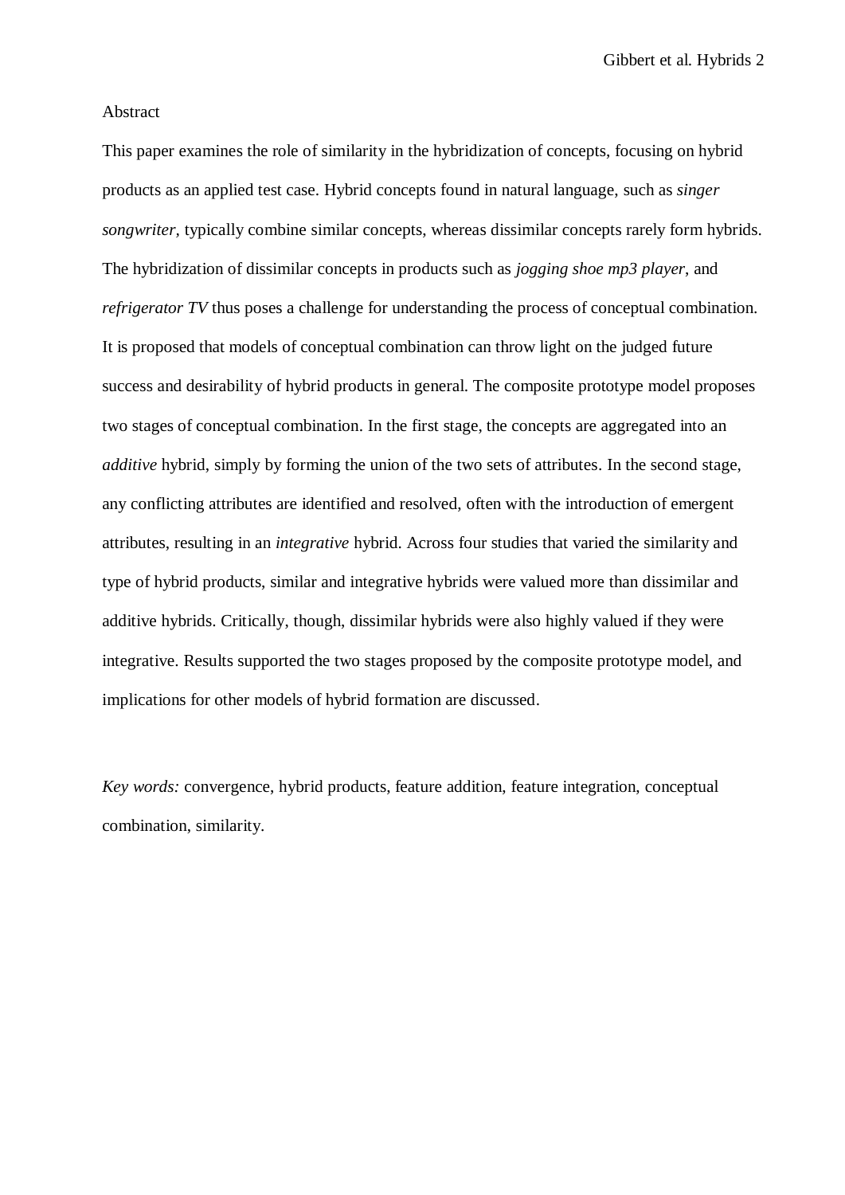Abstract

This paper examines the role of similarity in the hybridization of concepts, focusing on hybrid products as an applied test case. Hybrid concepts found in natural language, such as *singer songwriter*, typically combine similar concepts, whereas dissimilar concepts rarely form hybrids. The hybridization of dissimilar concepts in products such as *jogging shoe mp3 player*, and *refrigerator TV* thus poses a challenge for understanding the process of conceptual combination. It is proposed that models of conceptual combination can throw light on the judged future success and desirability of hybrid products in general. The composite prototype model proposes two stages of conceptual combination. In the first stage, the concepts are aggregated into an *additive* hybrid, simply by forming the union of the two sets of attributes. In the second stage, any conflicting attributes are identified and resolved, often with the introduction of emergent attributes, resulting in an *integrative* hybrid. Across four studies that varied the similarity and type of hybrid products, similar and integrative hybrids were valued more than dissimilar and additive hybrids. Critically, though, dissimilar hybrids were also highly valued if they were integrative. Results supported the two stages proposed by the composite prototype model, and implications for other models of hybrid formation are discussed.

*Key words:* convergence, hybrid products, feature addition, feature integration, conceptual combination, similarity.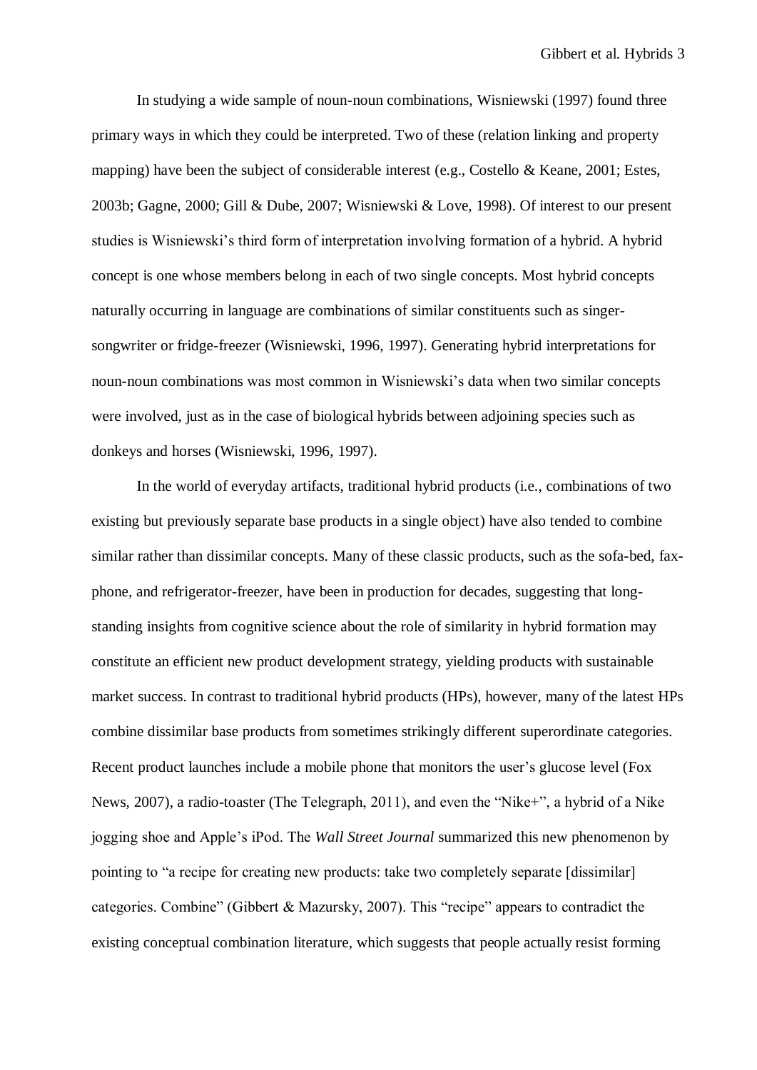In studying a wide sample of noun-noun combinations, Wisniewski (1997) found three primary ways in which they could be interpreted. Two of these (relation linking and property mapping) have been the subject of considerable interest (e.g., Costello & Keane, 2001; Estes, 2003b; Gagne, 2000; Gill & Dube, 2007; Wisniewski & Love, 1998). Of interest to our present studies is Wisniewski's third form of interpretation involving formation of a hybrid. A hybrid concept is one whose members belong in each of two single concepts. Most hybrid concepts naturally occurring in language are combinations of similar constituents such as singer-songwriter or fridge-freezer (Wisniewski, 1996, 1997). Generating hybrid interpretations for noun-noun combinations was most common in Wisniewski's data when two similar concepts were involved, just as in the case of biological hybrids between adjoining species such as donkeys and horses (Wisniewski, 1996, 1997).

In the world of everyday artifacts, traditional hybrid products (i.e., combinations of two existing but previously separate base products in a single object) have also tended to combine similar rather than dissimilar concepts. Many of these classic products, such as the sofa-bed, fax-phone, and refrigerator-freezer, have been in production for decades, suggesting that long-standing insights from cognitive science about the role of similarity in hybrid formation may constitute an efficient new product development strategy, yielding products with sustainable market success. In contrast to traditional hybrid products (HPs), however, many of the latest HPs combine dissimilar base products from sometimes strikingly different superordinate categories. Recent product launches include a mobile phone that monitors the user's glucose level (Fox News, 2007), a radio-toaster (The Telegraph, 2011), and even the "Nike+", a hybrid of a Nike jogging shoe and Apple's iPod. The *Wall Street Journal* summarized this new phenomenon by pointing to "a recipe for creating new products: take two completely separate [dissimilar] categories. Combine" (Gibbert & Mazursky, 2007). This "recipe" appears to contradict the existing conceptual combination literature, which suggests that people actually resist forming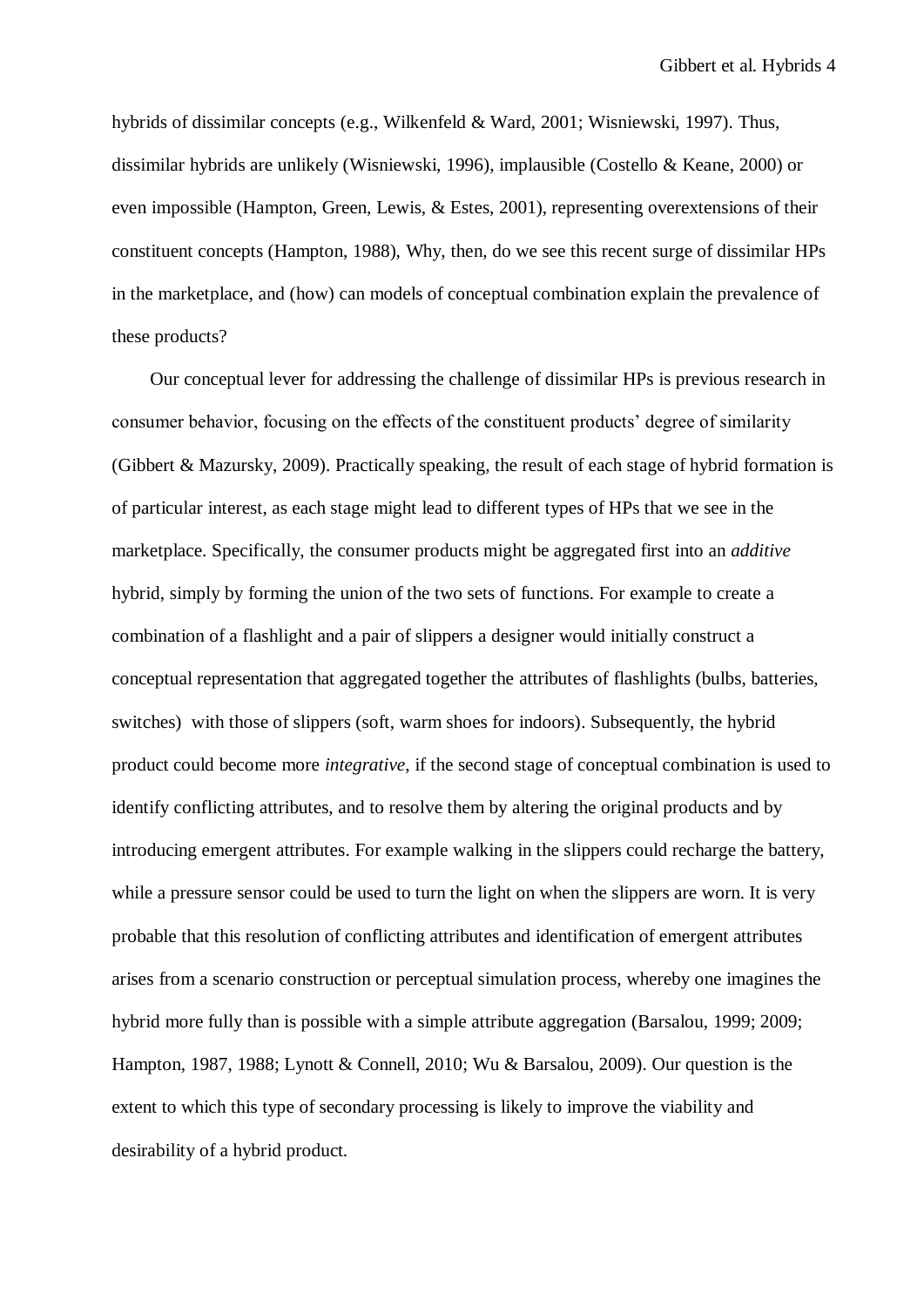hybrids of dissimilar concepts (e.g., Wilkenfeld & Ward, 2001; Wisniewski, 1997). Thus, dissimilar hybrids are unlikely (Wisniewski, 1996), implausible (Costello & Keane, 2000) or even impossible (Hampton, Green, Lewis, & Estes, 2001), representing overextensions of their constituent concepts (Hampton, 1988), Why, then, do we see this recent surge of dissimilar HPs in the marketplace, and (how) can models of conceptual combination explain the prevalence of these products?

Our conceptual lever for addressing the challenge of dissimilar HPs is previous research in consumer behavior, focusing on the effects of the constituent products' degree of similarity (Gibbert & Mazursky, 2009). Practically speaking, the result of each stage of hybrid formation is of particular interest, as each stage might lead to different types of HPs that we see in the marketplace. Specifically, the consumer products might be aggregated first into an *additive* hybrid, simply by forming the union of the two sets of functions. For example to create a combination of a flashlight and a pair of slippers a designer would initially construct a conceptual representation that aggregated together the attributes of flashlights (bulbs, batteries, switches) with those of slippers (soft, warm shoes for indoors). Subsequently, the hybrid product could become more *integrative*, if the second stage of conceptual combination is used to identify conflicting attributes, and to resolve them by altering the original products and by introducing emergent attributes. For example walking in the slippers could recharge the battery, while a pressure sensor could be used to turn the light on when the slippers are worn. It is very probable that this resolution of conflicting attributes and identification of emergent attributes arises from a scenario construction or perceptual simulation process, whereby one imagines the hybrid more fully than is possible with a simple attribute aggregation (Barsalou, 1999; 2009; Hampton, 1987, 1988; Lynott & Connell, 2010; Wu & Barsalou, 2009). Our question is the extent to which this type of secondary processing is likely to improve the viability and desirability of a hybrid product.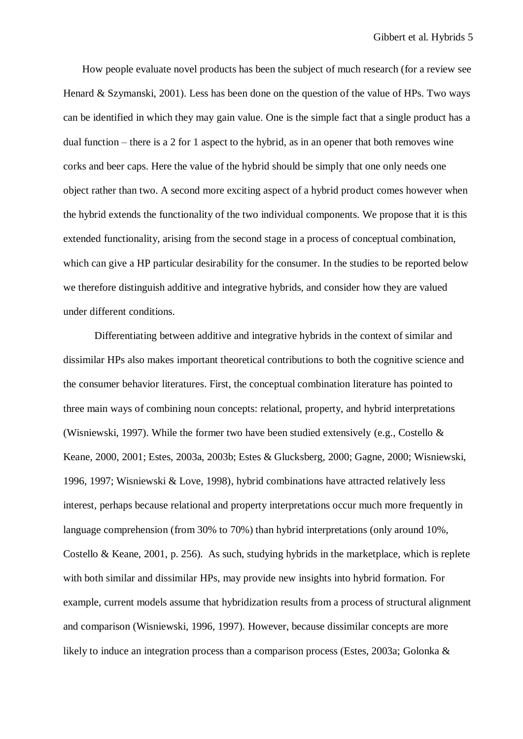How people evaluate novel products has been the subject of much research (for a review see Henard & Szymanski, 2001). Less has been done on the question of the value of HPs. Two ways can be identified in which they may gain value. One is the simple fact that a single product has a dual function – there is a 2 for 1 aspect to the hybrid, as in an opener that both removes wine corks and beer caps. Here the value of the hybrid should be simply that one only needs one object rather than two. A second more exciting aspect of a hybrid product comes however when the hybrid extends the functionality of the two individual components. We propose that it is this extended functionality, arising from the second stage in a process of conceptual combination, which can give a HP particular desirability for the consumer. In the studies to be reported below we therefore distinguish additive and integrative hybrids, and consider how they are valued under different conditions.

Differentiating between additive and integrative hybrids in the context of similar and dissimilar HPs also makes important theoretical contributions to both the cognitive science and the consumer behavior literatures. First, the conceptual combination literature has pointed to three main ways of combining noun concepts: relational, property, and hybrid interpretations (Wisniewski, 1997). While the former two have been studied extensively (e.g., Costello & Keane, 2000, 2001; Estes, 2003a, 2003b; Estes & Glucksberg, 2000; Gagne, 2000; Wisniewski, 1996, 1997; Wisniewski & Love, 1998), hybrid combinations have attracted relatively less interest, perhaps because relational and property interpretations occur much more frequently in language comprehension (from 30% to 70%) than hybrid interpretations (only around 10%, Costello & Keane, 2001, p. 256). As such, studying hybrids in the marketplace, which is replete with both similar and dissimilar HPs, may provide new insights into hybrid formation. For example, current models assume that hybridization results from a process of structural alignment and comparison (Wisniewski, 1996, 1997). However, because dissimilar concepts are more likely to induce an integration process than a comparison process (Estes, 2003a; Golonka &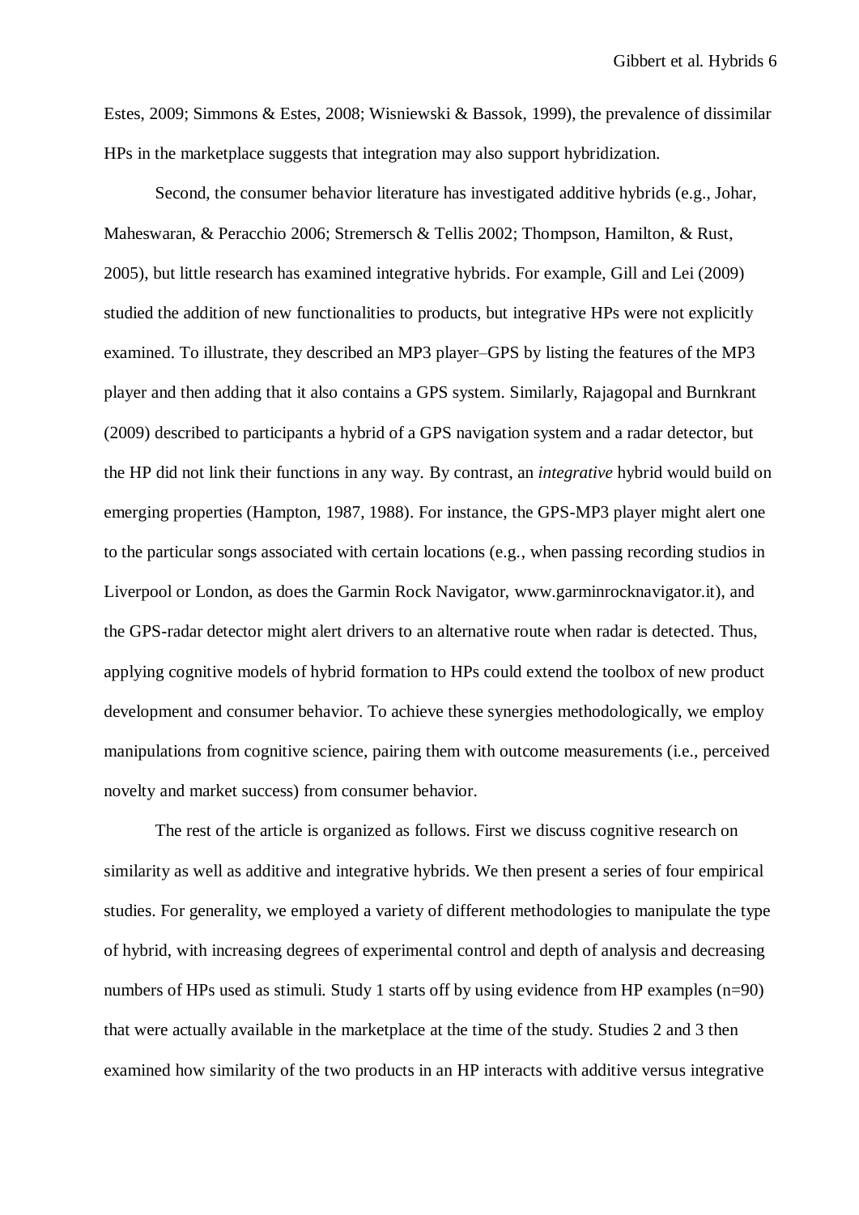Estes, 2009; Simmons & Estes, 2008; Wisniewski & Bassok, 1999), the prevalence of dissimilar HPs in the marketplace suggests that integration may also support hybridization.

Second, the consumer behavior literature has investigated additive hybrids (e.g., Johar, Maheswaran, & Peracchio 2006; Stremersch & Tellis 2002; Thompson, Hamilton, & Rust, 2005), but little research has examined integrative hybrids. For example, Gill and Lei (2009) studied the addition of new functionalities to products, but integrative HPs were not explicitly examined. To illustrate, they described an MP3 player–GPS by listing the features of the MP3 player and then adding that it also contains a GPS system. Similarly, Rajagopal and Burnkrant (2009) described to participants a hybrid of a GPS navigation system and a radar detector, but the HP did not link their functions in any way. By contrast, an *integrative* hybrid would build on emerging properties (Hampton, 1987, 1988). For instance, the GPS-MP3 player might alert one to the particular songs associated with certain locations (e.g., when passing recording studios in Liverpool or London, as does the Garmin Rock Navigator, www.garminrocknavigator.it), and the GPS-radar detector might alert drivers to an alternative route when radar is detected. Thus, applying cognitive models of hybrid formation to HPs could extend the toolbox of new product development and consumer behavior. To achieve these synergies methodologically, we employ manipulations from cognitive science, pairing them with outcome measurements (i.e., perceived novelty and market success) from consumer behavior.

The rest of the article is organized as follows. First we discuss cognitive research on similarity as well as additive and integrative hybrids. We then present a series of four empirical studies. For generality, we employed a variety of different methodologies to manipulate the type of hybrid, with increasing degrees of experimental control and depth of analysis and decreasing numbers of HPs used as stimuli. Study 1 starts off by using evidence from HP examples (n=90) that were actually available in the marketplace at the time of the study. Studies 2 and 3 then examined how similarity of the two products in an HP interacts with additive versus integrative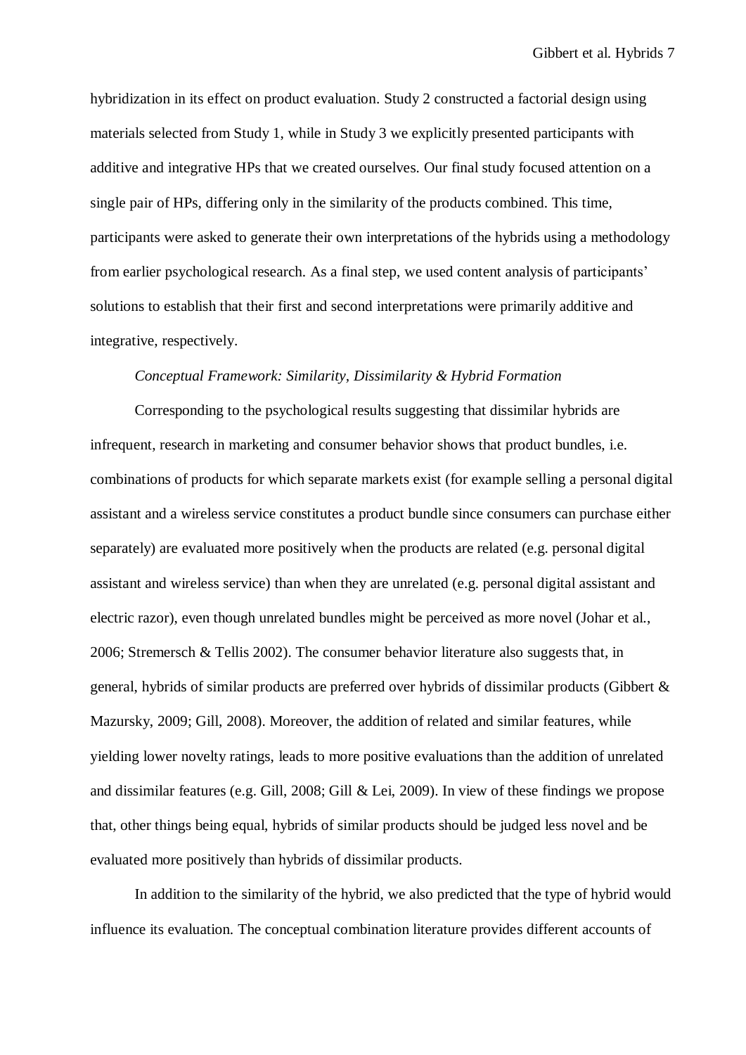hybridization in its effect on product evaluation. Study 2 constructed a factorial design using materials selected from Study 1, while in Study 3 we explicitly presented participants with additive and integrative HPs that we created ourselves. Our final study focused attention on a single pair of HPs, differing only in the similarity of the products combined. This time, participants were asked to generate their own interpretations of the hybrids using a methodology from earlier psychological research. As a final step, we used content analysis of participants' solutions to establish that their first and second interpretations were primarily additive and integrative, respectively.

*Conceptual Framework: Similarity, Dissimilarity & Hybrid Formation*

Corresponding to the psychological results suggesting that dissimilar hybrids are infrequent, research in marketing and consumer behavior shows that product bundles, i.e. combinations of products for which separate markets exist (for example selling a personal digital assistant and a wireless service constitutes a product bundle since consumers can purchase either separately) are evaluated more positively when the products are related (e.g. personal digital assistant and wireless service) than when they are unrelated (e.g. personal digital assistant and electric razor), even though unrelated bundles might be perceived as more novel (Johar et al., 2006; Stremersch & Tellis 2002). The consumer behavior literature also suggests that, in general, hybrids of similar products are preferred over hybrids of dissimilar products (Gibbert & Mazursky, 2009; Gill, 2008). Moreover, the addition of related and similar features, while yielding lower novelty ratings, leads to more positive evaluations than the addition of unrelated and dissimilar features (e.g. Gill, 2008; Gill & Lei, 2009). In view of these findings we propose that, other things being equal, hybrids of similar products should be judged less novel and be evaluated more positively than hybrids of dissimilar products.

In addition to the similarity of the hybrid, we also predicted that the type of hybrid would influence its evaluation. The conceptual combination literature provides different accounts of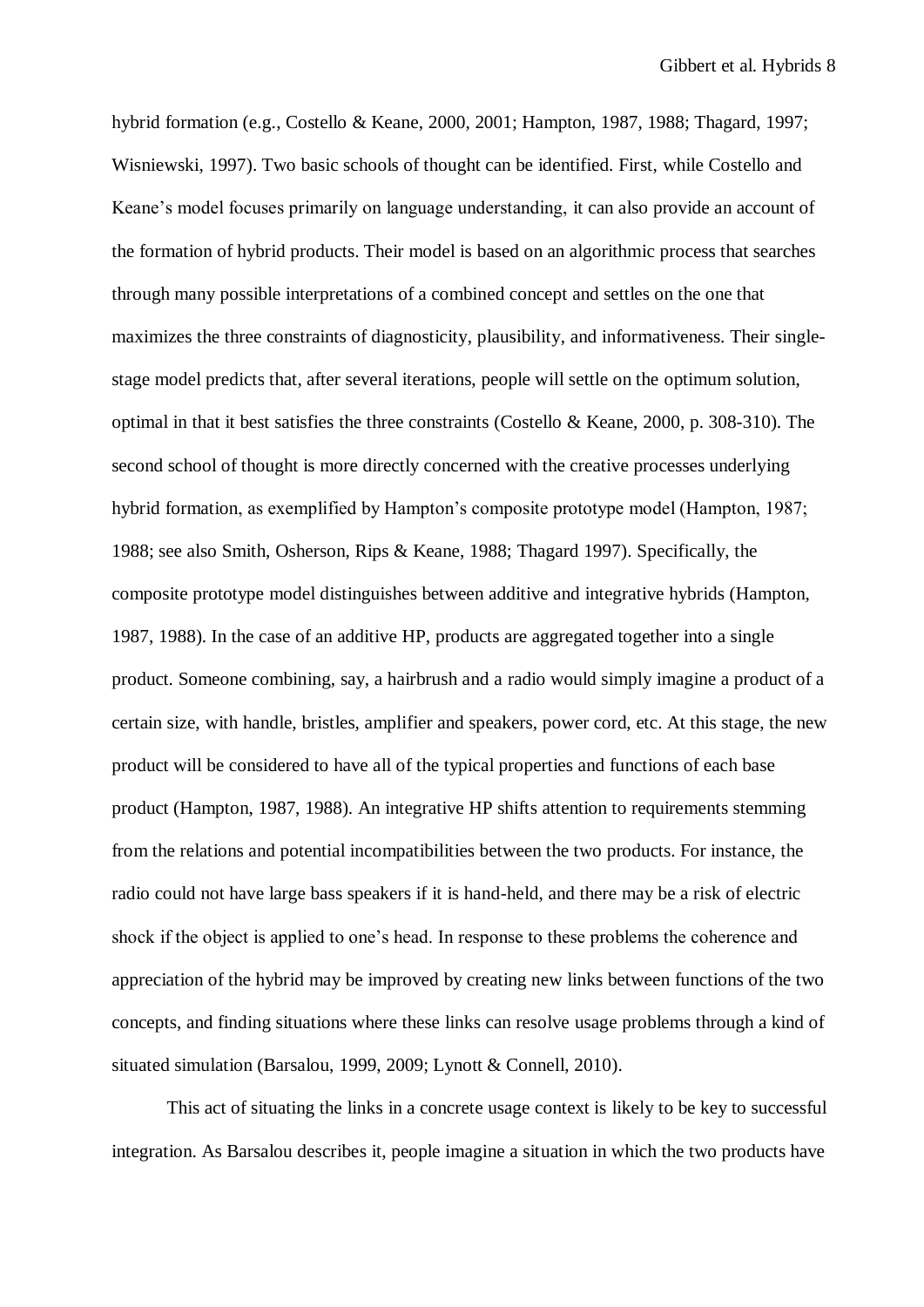hybrid formation (e.g., Costello & Keane, 2000, 2001; Hampton, 1987, 1988; Thagard, 1997; Wisniewski, 1997). Two basic schools of thought can be identified. First, while Costello and Keane's model focuses primarily on language understanding, it can also provide an account of the formation of hybrid products. Their model is based on an algorithmic process that searches through many possible interpretations of a combined concept and settles on the one that maximizes the three constraints of diagnosticity, plausibility, and informativeness. Their single-stage model predicts that, after several iterations, people will settle on the optimum solution, optimal in that it best satisfies the three constraints (Costello & Keane, 2000, p. 308-310). The second school of thought is more directly concerned with the creative processes underlying hybrid formation, as exemplified by Hampton's composite prototype model (Hampton, 1987; 1988; see also Smith, Osherson, Rips & Keane, 1988; Thagard 1997). Specifically, the composite prototype model distinguishes between additive and integrative hybrids (Hampton, 1987, 1988). In the case of an additive HP, products are aggregated together into a single product. Someone combining, say, a hairbrush and a radio would simply imagine a product of a certain size, with handle, bristles, amplifier and speakers, power cord, etc. At this stage, the new product will be considered to have all of the typical properties and functions of each base product (Hampton, 1987, 1988). An integrative HP shifts attention to requirements stemming from the relations and potential incompatibilities between the two products. For instance, the radio could not have large bass speakers if it is hand-held, and there may be a risk of electric shock if the object is applied to one's head. In response to these problems the coherence and appreciation of the hybrid may be improved by creating new links between functions of the two concepts, and finding situations where these links can resolve usage problems through a kind of situated simulation (Barsalou, 1999, 2009; Lynott & Connell, 2010).

This act of situating the links in a concrete usage context is likely to be key to successful integration. As Barsalou describes it, people imagine a situation in which the two products have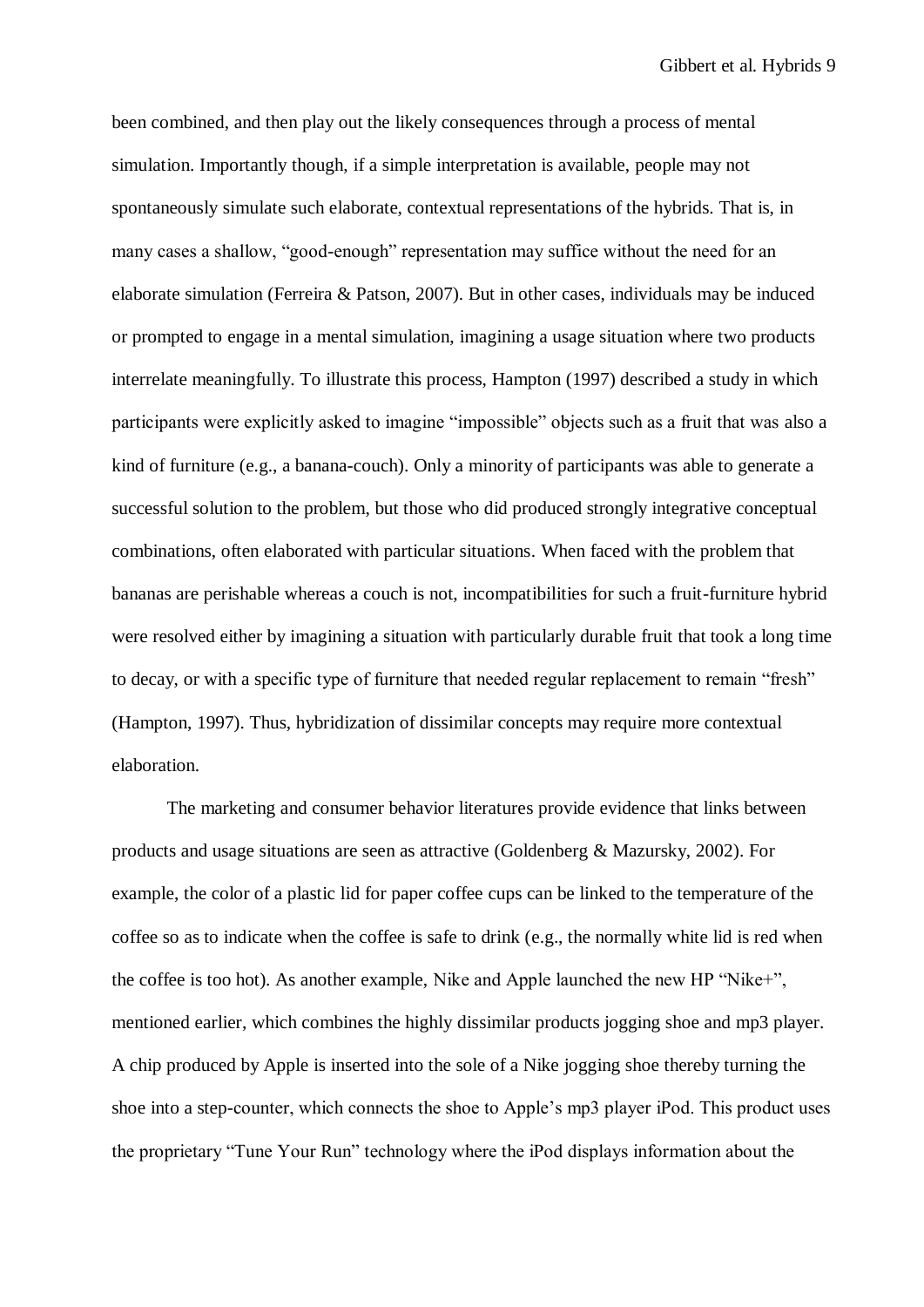been combined, and then play out the likely consequences through a process of mental simulation. Importantly though, if a simple interpretation is available, people may not spontaneously simulate such elaborate, contextual representations of the hybrids. That is, in many cases a shallow, "good-enough" representation may suffice without the need for an elaborate simulation (Ferreira & Patson, 2007). But in other cases, individuals may be induced or prompted to engage in a mental simulation, imagining a usage situation where two products interrelate meaningfully. To illustrate this process, Hampton (1997) described a study in which participants were explicitly asked to imagine "impossible" objects such as a fruit that was also a kind of furniture (e.g., a banana-couch). Only a minority of participants was able to generate a successful solution to the problem, but those who did produced strongly integrative conceptual combinations, often elaborated with particular situations. When faced with the problem that bananas are perishable whereas a couch is not, incompatibilities for such a fruit-furniture hybrid were resolved either by imagining a situation with particularly durable fruit that took a long time to decay, or with a specific type of furniture that needed regular replacement to remain "fresh" (Hampton, 1997). Thus, hybridization of dissimilar concepts may require more contextual elaboration.

The marketing and consumer behavior literatures provide evidence that links between products and usage situations are seen as attractive (Goldenberg & Mazursky, 2002). For example, the color of a plastic lid for paper coffee cups can be linked to the temperature of the coffee so as to indicate when the coffee is safe to drink (e.g., the normally white lid is red when the coffee is too hot). As another example, Nike and Apple launched the new HP "Nike+", mentioned earlier, which combines the highly dissimilar products jogging shoe and mp3 player. A chip produced by Apple is inserted into the sole of a Nike jogging shoe thereby turning the shoe into a step-counter, which connects the shoe to Apple's mp3 player iPod. This product uses the proprietary "Tune Your Run" technology where the iPod displays information about the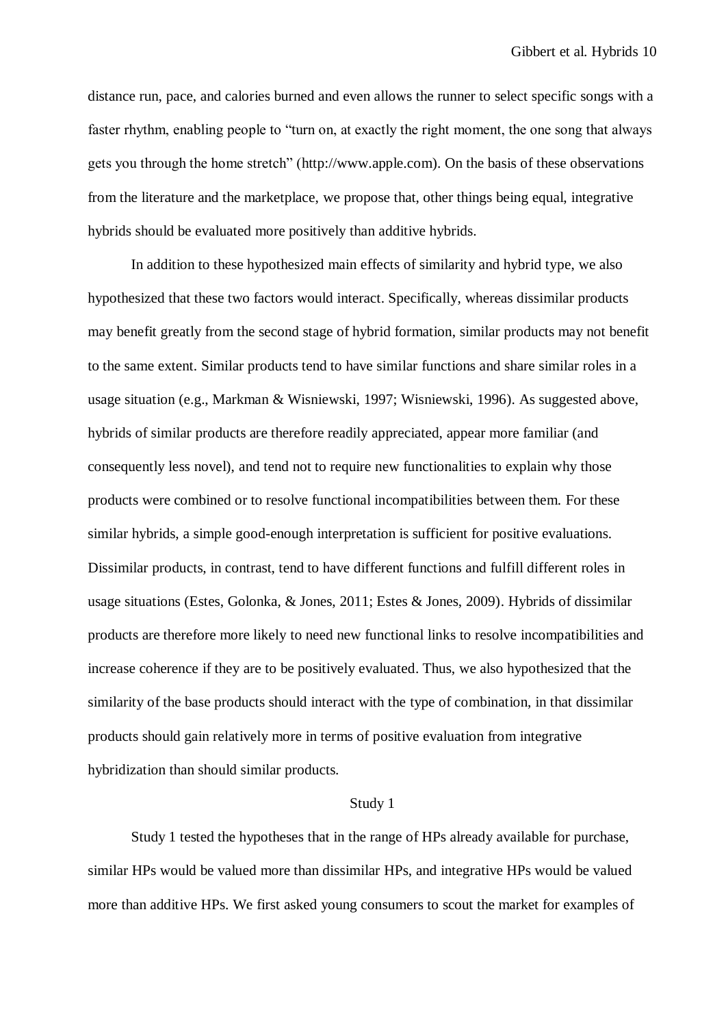distance run, pace, and calories burned and even allows the runner to select specific songs with a faster rhythm, enabling people to "turn on, at exactly the right moment, the one song that always gets you through the home stretch" (http://www.apple.com). On the basis of these observations from the literature and the marketplace, we propose that, other things being equal, integrative hybrids should be evaluated more positively than additive hybrids.

In addition to these hypothesized main effects of similarity and hybrid type, we also hypothesized that these two factors would interact. Specifically, whereas dissimilar products may benefit greatly from the second stage of hybrid formation, similar products may not benefit to the same extent. Similar products tend to have similar functions and share similar roles in a usage situation (e.g., Markman & Wisniewski, 1997; Wisniewski, 1996). As suggested above, hybrids of similar products are therefore readily appreciated, appear more familiar (and consequently less novel), and tend not to require new functionalities to explain why those products were combined or to resolve functional incompatibilities between them. For these similar hybrids, a simple good-enough interpretation is sufficient for positive evaluations. Dissimilar products, in contrast, tend to have different functions and fulfill different roles in usage situations (Estes, Golonka, & Jones, 2011; Estes & Jones, 2009). Hybrids of dissimilar products are therefore more likely to need new functional links to resolve incompatibilities and increase coherence if they are to be positively evaluated. Thus, we also hypothesized that the similarity of the base products should interact with the type of combination, in that dissimilar products should gain relatively more in terms of positive evaluation from integrative hybridization than should similar products.

## Study 1

Study 1 tested the hypotheses that in the range of HPs already available for purchase, similar HPs would be valued more than dissimilar HPs, and integrative HPs would be valued more than additive HPs. We first asked young consumers to scout the market for examples of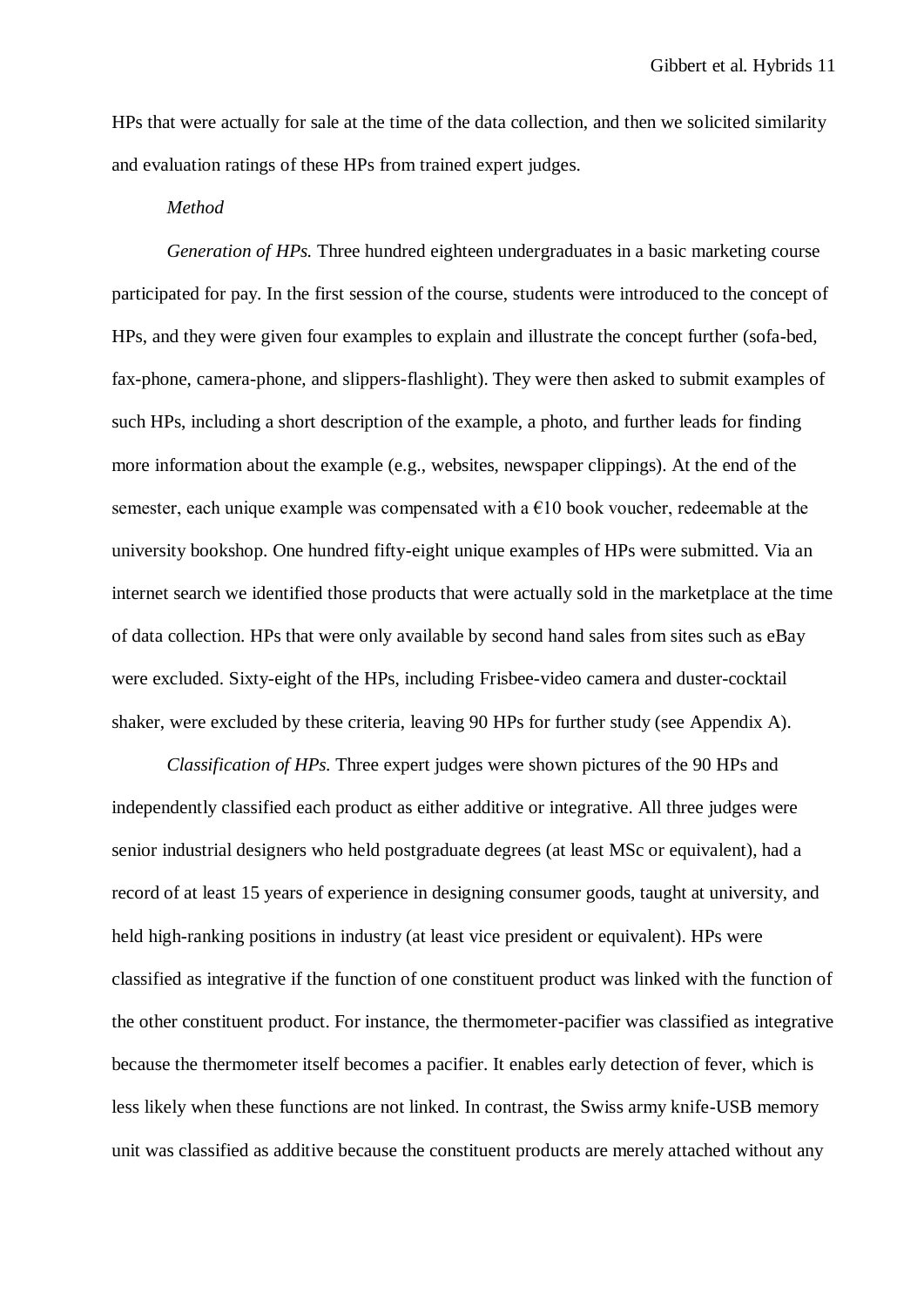HPs that were actually for sale at the time of the data collection, and then we solicited similarity and evaluation ratings of these HPs from trained expert judges.

*Method*

*Generation of HPs.* Three hundred eighteen undergraduates in a basic marketing course participated for pay. In the first session of the course, students were introduced to the concept of HPs, and they were given four examples to explain and illustrate the concept further (sofa-bed, fax-phone, camera-phone, and slippers-flashlight). They were then asked to submit examples of such HPs, including a short description of the example, a photo, and further leads for finding more information about the example (e.g., websites, newspaper clippings). At the end of the semester, each unique example was compensated with a €10 book voucher, redeemable at the university bookshop. One hundred fifty-eight unique examples of HPs were submitted. Via an internet search we identified those products that were actually sold in the marketplace at the time of data collection. HPs that were only available by second hand sales from sites such as eBay were excluded. Sixty-eight of the HPs, including Frisbee-video camera and duster-cocktail shaker, were excluded by these criteria, leaving 90 HPs for further study (see Appendix A).

*Classification of HPs.* Three expert judges were shown pictures of the 90 HPs and independently classified each product as either additive or integrative. All three judges were senior industrial designers who held postgraduate degrees (at least MSc or equivalent), had a record of at least 15 years of experience in designing consumer goods, taught at university, and held high-ranking positions in industry (at least vice president or equivalent). HPs were classified as integrative if the function of one constituent product was linked with the function of the other constituent product. For instance, the thermometer-pacifier was classified as integrative because the thermometer itself becomes a pacifier. It enables early detection of fever, which is less likely when these functions are not linked. In contrast, the Swiss army knife-USB memory unit was classified as additive because the constituent products are merely attached without any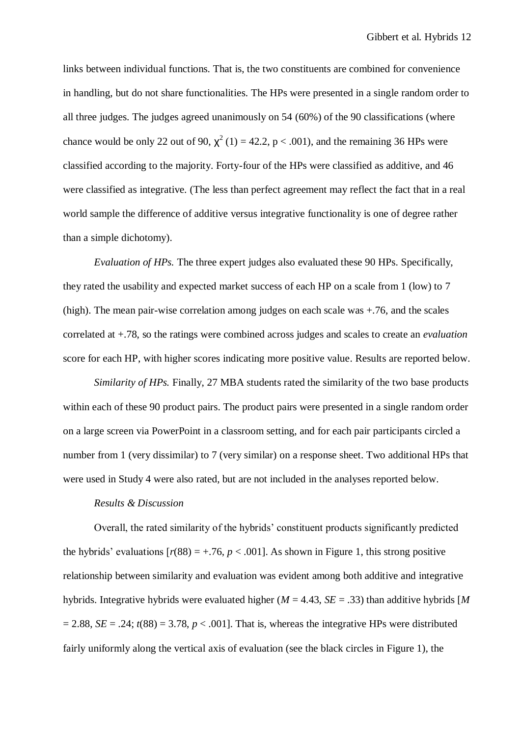links between individual functions. That is, the two constituents are combined for convenience in handling, but do not share functionalities. The HPs were presented in a single random order to all three judges. The judges agreed unanimously on 54 (60%) of the 90 classifications (where chance would be only 22 out of 90, $\chi^2$ (1) = 42.2, p < .001), and the remaining 36 HPs were classified according to the majority. Forty-four of the HPs were classified as additive, and 46 were classified as integrative. (The less than perfect agreement may reflect the fact that in a real world sample the difference of additive versus integrative functionality is one of degree rather than a simple dichotomy).

*Evaluation of HPs.* The three expert judges also evaluated these 90 HPs. Specifically, they rated the usability and expected market success of each HP on a scale from 1 (low) to 7 (high). The mean pair-wise correlation among judges on each scale was +.76, and the scales correlated at +.78, so the ratings were combined across judges and scales to create an *evaluation* score for each HP, with higher scores indicating more positive value. Results are reported below.

*Similarity of HPs.* Finally, 27 MBA students rated the similarity of the two base products within each of these 90 product pairs. The product pairs were presented in a single random order on a large screen via PowerPoint in a classroom setting, and for each pair participants circled a number from 1 (very dissimilar) to 7 (very similar) on a response sheet. Two additional HPs that were used in Study 4 were also rated, but are not included in the analyses reported below.

*Results & Discussion*

Overall, the rated similarity of the hybrids' constituent products significantly predicted the hybrids' evaluations [$r(88) = +.76$, $p < .001$]. As shown in Figure 1, this strong positive relationship between similarity and evaluation was evident among both additive and integrative hybrids. Integrative hybrids were evaluated higher ($M = 4.43$, $SE = .33$) than additive hybrids [$M = 2.88$, $SE = .24$; $t(88) = 3.78$, $p < .001$]. That is, whereas the integrative HPs were distributed fairly uniformly along the vertical axis of evaluation (see the black circles in Figure 1), the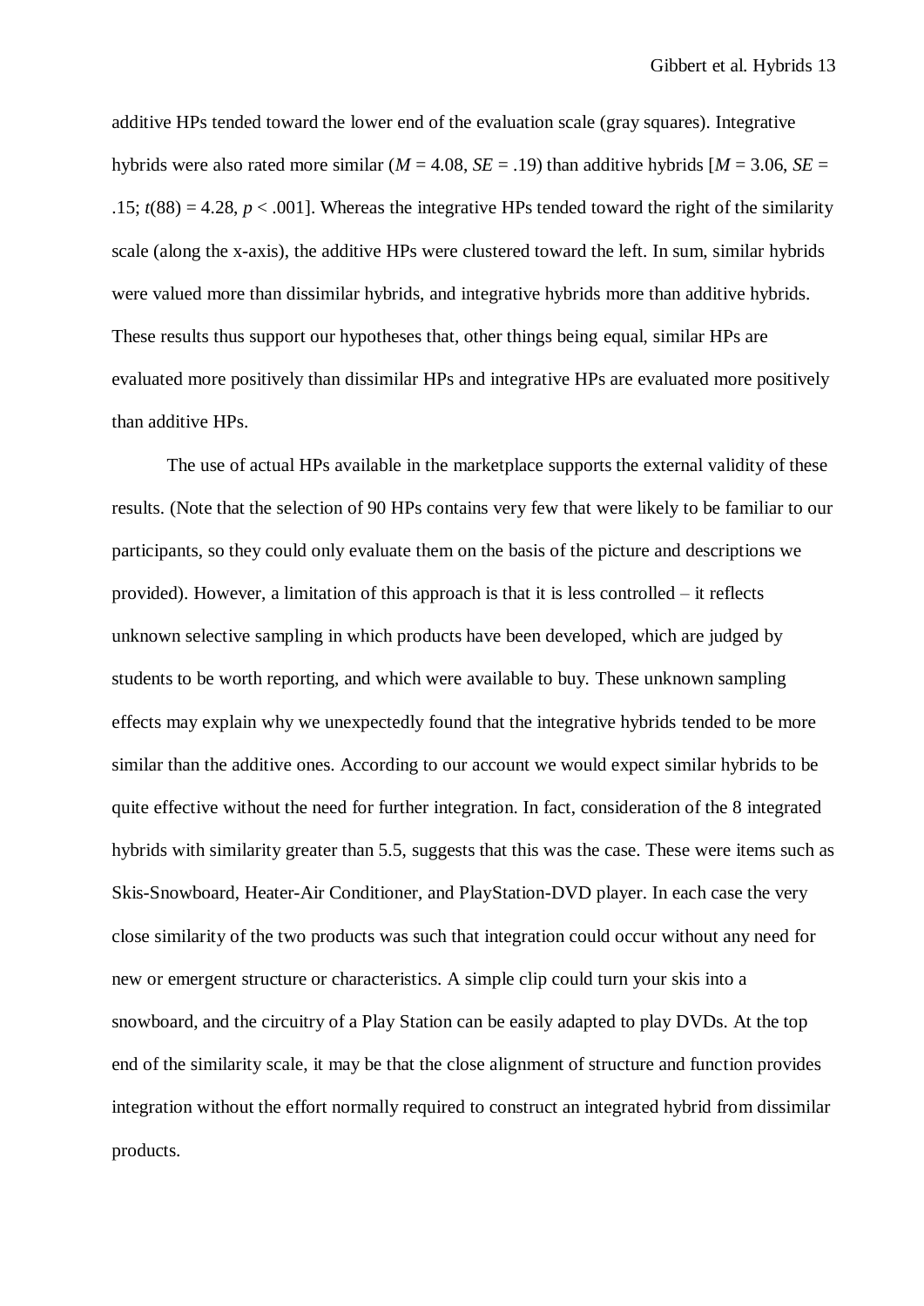additive HPs tended toward the lower end of the evaluation scale (gray squares). Integrative hybrids were also rated more similar ($M = 4.08$, $SE = .19$) than additive hybrids [$M = 3.06$, $SE = .15$; $t(88) = 4.28$, $p < .001$]. Whereas the integrative HPs tended toward the right of the similarity scale (along the x-axis), the additive HPs were clustered toward the left. In sum, similar hybrids were valued more than dissimilar hybrids, and integrative hybrids more than additive hybrids. These results thus support our hypotheses that, other things being equal, similar HPs are evaluated more positively than dissimilar HPs and integrative HPs are evaluated more positively than additive HPs.

The use of actual HPs available in the marketplace supports the external validity of these results. (Note that the selection of 90 HPs contains very few that were likely to be familiar to our participants, so they could only evaluate them on the basis of the picture and descriptions we provided). However, a limitation of this approach is that it is less controlled – it reflects unknown selective sampling in which products have been developed, which are judged by students to be worth reporting, and which were available to buy. These unknown sampling effects may explain why we unexpectedly found that the integrative hybrids tended to be more similar than the additive ones. According to our account we would expect similar hybrids to be quite effective without the need for further integration. In fact, consideration of the 8 integrated hybrids with similarity greater than 5.5, suggests that this was the case. These were items such as Skis-Snowboard, Heater-Air Conditioner, and PlayStation-DVD player. In each case the very close similarity of the two products was such that integration could occur without any need for new or emergent structure or characteristics. A simple clip could turn your skis into a snowboard, and the circuitry of a Play Station can be easily adapted to play DVDs. At the top end of the similarity scale, it may be that the close alignment of structure and function provides integration without the effort normally required to construct an integrated hybrid from dissimilar products.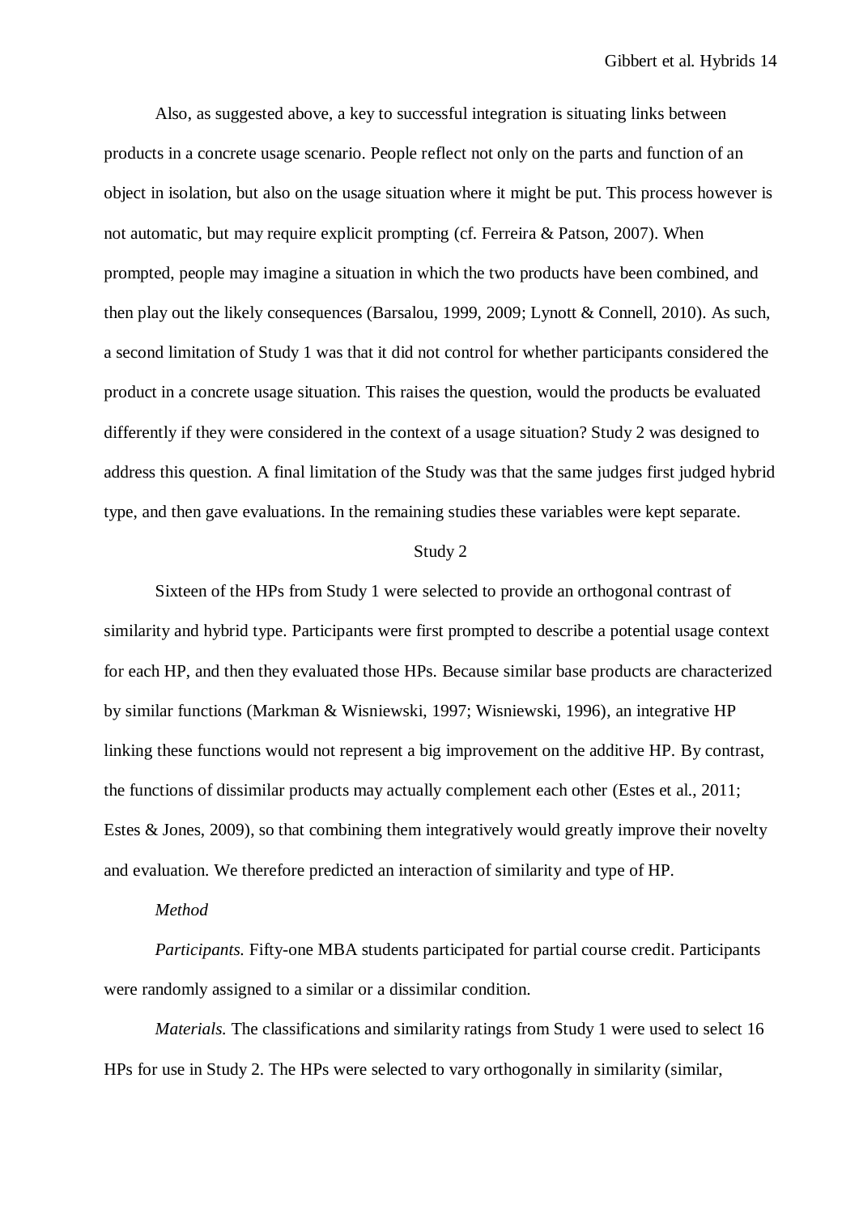Also, as suggested above, a key to successful integration is situating links between products in a concrete usage scenario. People reflect not only on the parts and function of an object in isolation, but also on the usage situation where it might be put. This process however is not automatic, but may require explicit prompting (cf. Ferreira & Patson, 2007). When prompted, people may imagine a situation in which the two products have been combined, and then play out the likely consequences (Barsalou, 1999, 2009; Lynott & Connell, 2010). As such, a second limitation of Study 1 was that it did not control for whether participants considered the product in a concrete usage situation. This raises the question, would the products be evaluated differently if they were considered in the context of a usage situation? Study 2 was designed to address this question. A final limitation of the Study was that the same judges first judged hybrid type, and then gave evaluations. In the remaining studies these variables were kept separate.

## Study 2

Sixteen of the HPs from Study 1 were selected to provide an orthogonal contrast of similarity and hybrid type. Participants were first prompted to describe a potential usage context for each HP, and then they evaluated those HPs. Because similar base products are characterized by similar functions (Markman & Wisniewski, 1997; Wisniewski, 1996), an integrative HP linking these functions would not represent a big improvement on the additive HP. By contrast, the functions of dissimilar products may actually complement each other (Estes et al., 2011; Estes & Jones, 2009), so that combining them integratively would greatly improve their novelty and evaluation. We therefore predicted an interaction of similarity and type of HP.

*Method*

*Participants.* Fifty-one MBA students participated for partial course credit. Participants were randomly assigned to a similar or a dissimilar condition.

*Materials.* The classifications and similarity ratings from Study 1 were used to select 16 HPs for use in Study 2. The HPs were selected to vary orthogonally in similarity (similar,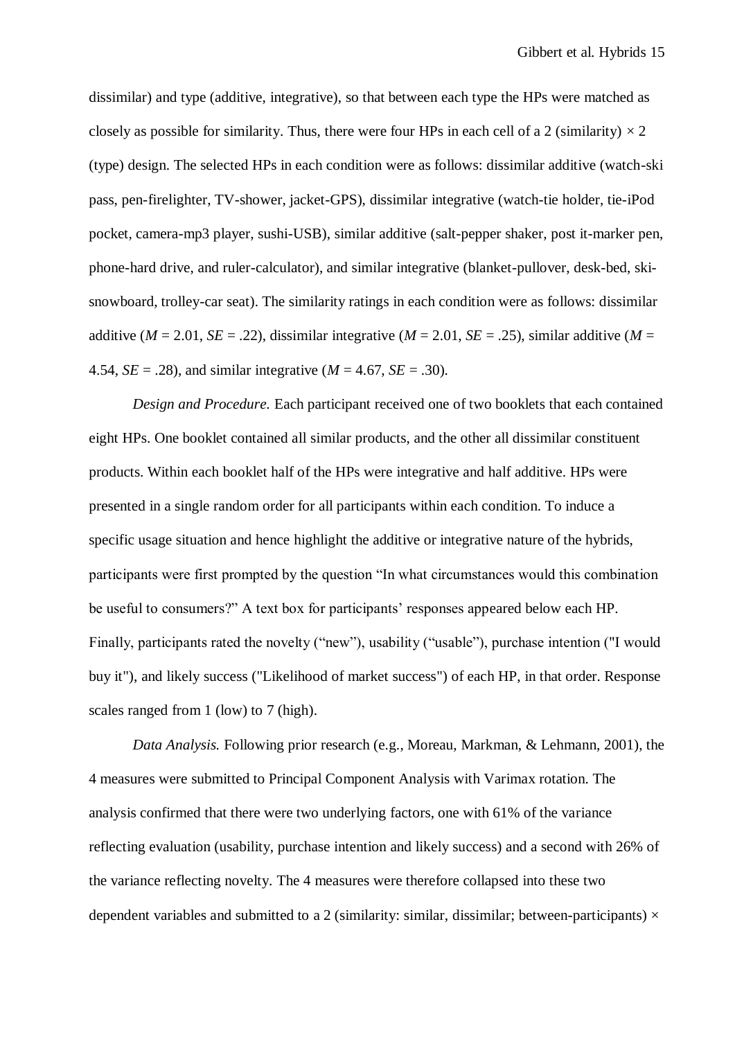dissimilar) and type (additive, integrative), so that between each type the HPs were matched as closely as possible for similarity. Thus, there were four HPs in each cell of a 2 (similarity) × 2 (type) design. The selected HPs in each condition were as follows: dissimilar additive (watch-ski pass, pen-firelighter, TV-shower, jacket-GPS), dissimilar integrative (watch-tie holder, tie-iPod pocket, camera-mp3 player, sushi-USB), similar additive (salt-pepper shaker, post it-marker pen, phone-hard drive, and ruler-calculator), and similar integrative (blanket-pullover, desk-bed, ski-snowboard, trolley-car seat). The similarity ratings in each condition were as follows: dissimilar additive ($M$ = 2.01, $SE$ = .22), dissimilar integrative ($M$ = 2.01, $SE$ = .25), similar additive ($M$ = 4.54, $SE$ = .28), and similar integrative ($M$ = 4.67, $SE$ = .30).

*Design and Procedure.* Each participant received one of two booklets that each contained eight HPs. One booklet contained all similar products, and the other all dissimilar constituent products. Within each booklet half of the HPs were integrative and half additive. HPs were presented in a single random order for all participants within each condition. To induce a specific usage situation and hence highlight the additive or integrative nature of the hybrids, participants were first prompted by the question “In what circumstances would this combination be useful to consumers?” A text box for participants’ responses appeared below each HP. Finally, participants rated the novelty (“new”), usability (“usable”), purchase intention ("I would buy it"), and likely success ("Likelihood of market success") of each HP, in that order. Response scales ranged from 1 (low) to 7 (high).

*Data Analysis.* Following prior research (e.g., Moreau, Markman, & Lehmann, 2001), the 4 measures were submitted to Principal Component Analysis with Varimax rotation. The analysis confirmed that there were two underlying factors, one with 61% of the variance reflecting evaluation (usability, purchase intention and likely success) and a second with 26% of the variance reflecting novelty. The 4 measures were therefore collapsed into these two dependent variables and submitted to a 2 (similarity: similar, dissimilar; between-participants) ×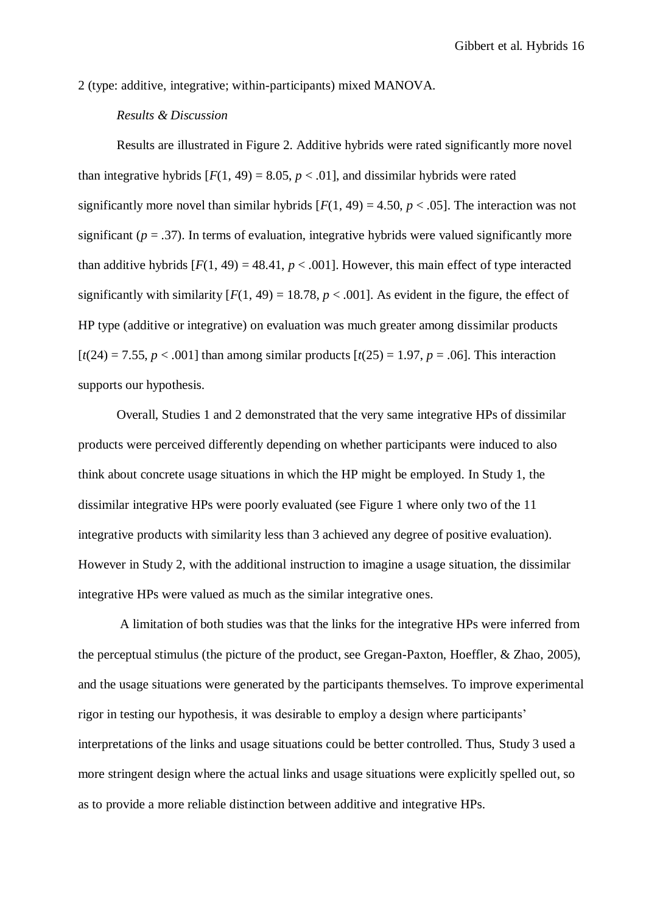2 (type: additive, integrative; within-participants) mixed MANOVA.

*Results & Discussion*

Results are illustrated in Figure 2. Additive hybrids were rated significantly more novel than integrative hybrids [$F(1, 49) = 8.05$, $p < .01$], and dissimilar hybrids were rated significantly more novel than similar hybrids [$F(1, 49) = 4.50$, $p < .05$]. The interaction was not significant ($p = .37$). In terms of evaluation, integrative hybrids were valued significantly more than additive hybrids [$F(1, 49) = 48.41$, $p < .001$]. However, this main effect of type interacted significantly with similarity [$F(1, 49) = 18.78$, $p < .001$]. As evident in the figure, the effect of HP type (additive or integrative) on evaluation was much greater among dissimilar products [$t(24) = 7.55$, $p < .001$] than among similar products [$t(25) = 1.97$, $p = .06$]. This interaction supports our hypothesis.

Overall, Studies 1 and 2 demonstrated that the very same integrative HPs of dissimilar products were perceived differently depending on whether participants were induced to also think about concrete usage situations in which the HP might be employed. In Study 1, the dissimilar integrative HPs were poorly evaluated (see Figure 1 where only two of the 11 integrative products with similarity less than 3 achieved any degree of positive evaluation). However in Study 2, with the additional instruction to imagine a usage situation, the dissimilar integrative HPs were valued as much as the similar integrative ones.

A limitation of both studies was that the links for the integrative HPs were inferred from the perceptual stimulus (the picture of the product, see Gregan-Paxton, Hoeffler, & Zhao, 2005), and the usage situations were generated by the participants themselves. To improve experimental rigor in testing our hypothesis, it was desirable to employ a design where participants' interpretations of the links and usage situations could be better controlled. Thus, Study 3 used a more stringent design where the actual links and usage situations were explicitly spelled out, so as to provide a more reliable distinction between additive and integrative HPs.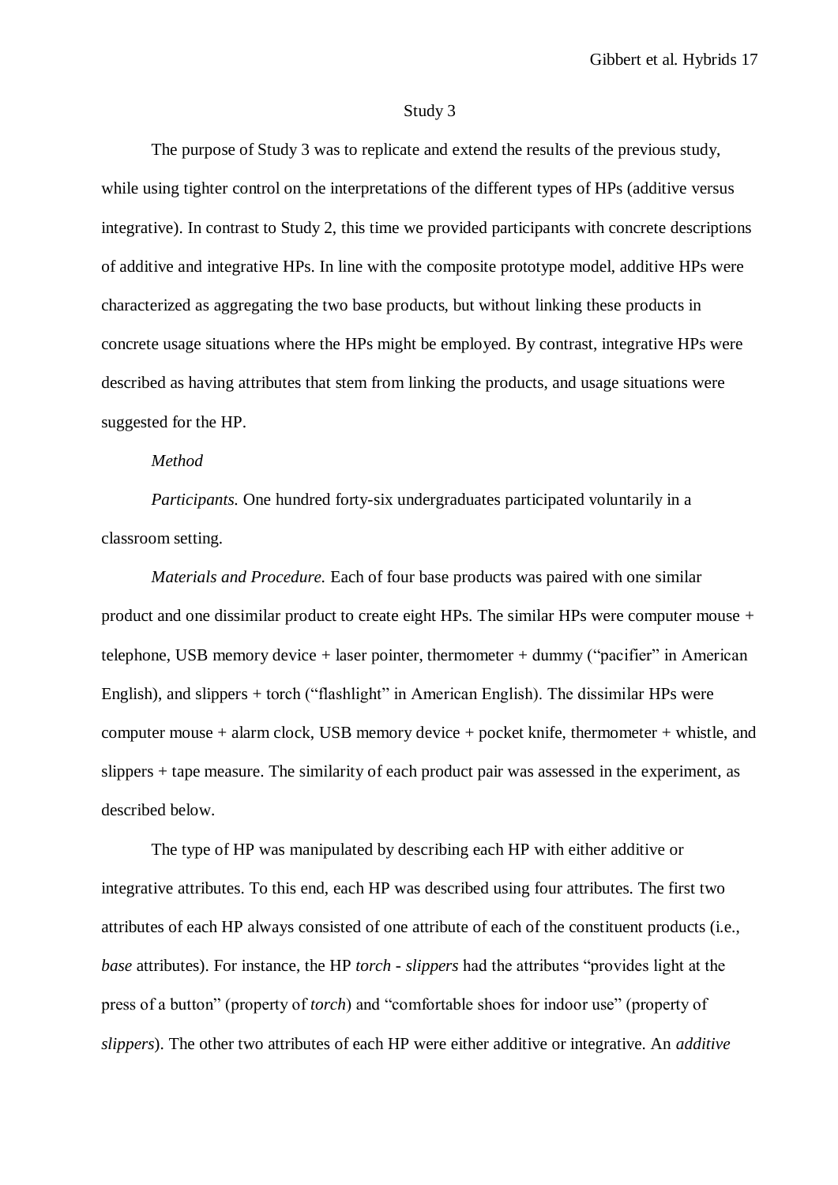## Study 3

The purpose of Study 3 was to replicate and extend the results of the previous study, while using tighter control on the interpretations of the different types of HPs (additive versus integrative). In contrast to Study 2, this time we provided participants with concrete descriptions of additive and integrative HPs. In line with the composite prototype model, additive HPs were characterized as aggregating the two base products, but without linking these products in concrete usage situations where the HPs might be employed. By contrast, integrative HPs were described as having attributes that stem from linking the products, and usage situations were suggested for the HP.

### *Method*

*Participants.* One hundred forty-six undergraduates participated voluntarily in a classroom setting.

*Materials and Procedure.* Each of four base products was paired with one similar product and one dissimilar product to create eight HPs. The similar HPs were computer mouse + telephone, USB memory device + laser pointer, thermometer + dummy ("pacifier" in American English), and slippers + torch ("flashlight" in American English). The dissimilar HPs were computer mouse + alarm clock, USB memory device + pocket knife, thermometer + whistle, and slippers + tape measure. The similarity of each product pair was assessed in the experiment, as described below.

The type of HP was manipulated by describing each HP with either additive or integrative attributes. To this end, each HP was described using four attributes. The first two attributes of each HP always consisted of one attribute of each of the constituent products (i.e., *base* attributes). For instance, the HP *torch - slippers* had the attributes "provides light at the press of a button" (property of *torch*) and "comfortable shoes for indoor use" (property of *slippers*). The other two attributes of each HP were either additive or integrative. An *additive*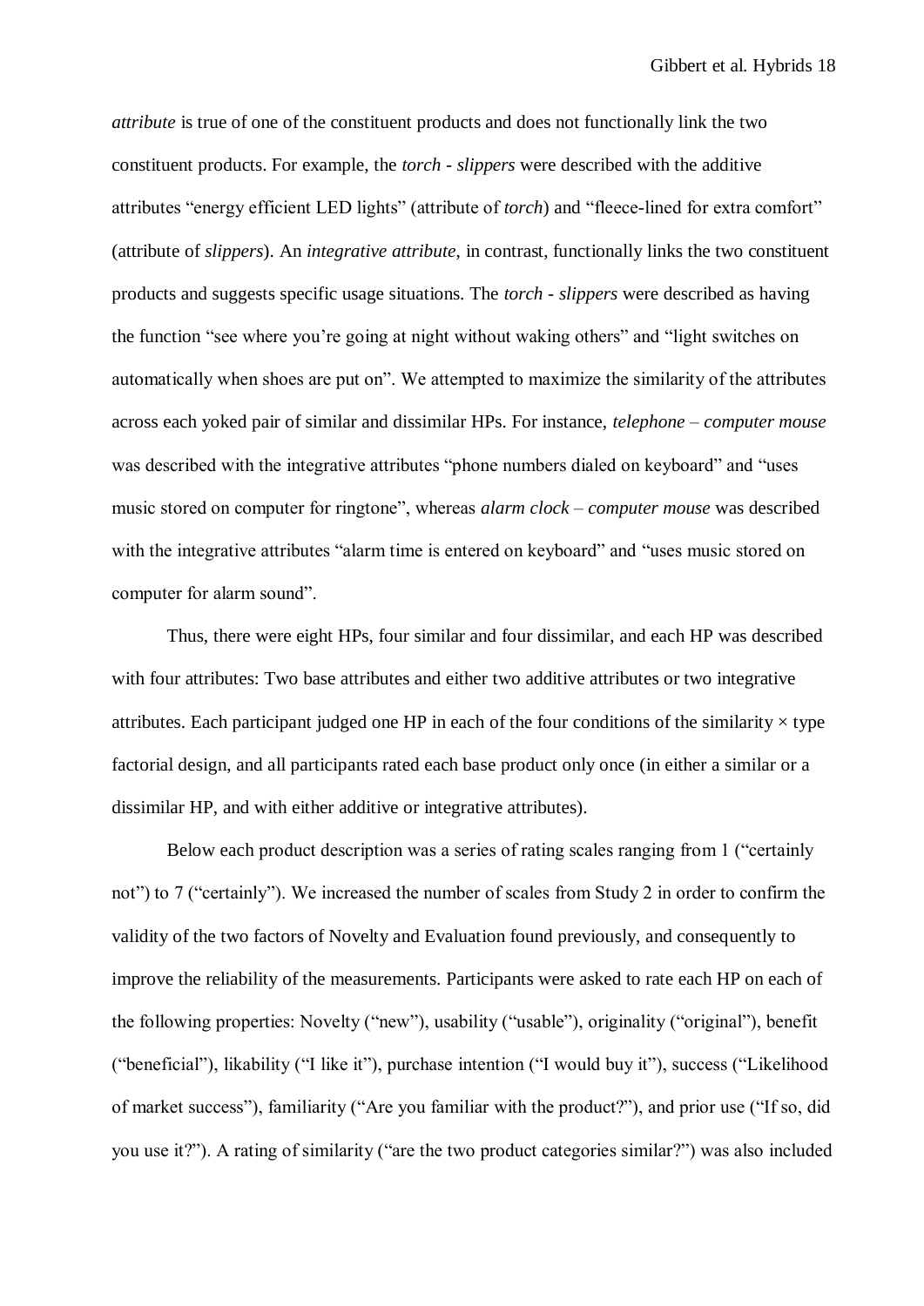*attribute* is true of one of the constituent products and does not functionally link the two constituent products. For example, the *torch - slippers* were described with the additive attributes “energy efficient LED lights” (attribute of *torch*) and “fleece-lined for extra comfort” (attribute of *slippers*). An *integrative attribute*, in contrast, functionally links the two constituent products and suggests specific usage situations. The *torch - slippers* were described as having the function “see where you’re going at night without waking others” and “light switches on automatically when shoes are put on”. We attempted to maximize the similarity of the attributes across each yoked pair of similar and dissimilar HPs. For instance, *telephone – computer mouse* was described with the integrative attributes “phone numbers dialed on keyboard” and “uses music stored on computer for ringtone”, whereas *alarm clock – computer mouse* was described with the integrative attributes “alarm time is entered on keyboard” and “uses music stored on computer for alarm sound”.

Thus, there were eight HPs, four similar and four dissimilar, and each HP was described with four attributes: Two base attributes and either two additive attributes or two integrative attributes. Each participant judged one HP in each of the four conditions of the similarity × type factorial design, and all participants rated each base product only once (in either a similar or a dissimilar HP, and with either additive or integrative attributes).

Below each product description was a series of rating scales ranging from 1 (“certainly not”) to 7 (“certainly”). We increased the number of scales from Study 2 in order to confirm the validity of the two factors of Novelty and Evaluation found previously, and consequently to improve the reliability of the measurements. Participants were asked to rate each HP on each of the following properties: Novelty (“new”), usability (“usable”), originality (“original”), benefit (“beneficial”), likability (“I like it”), purchase intention (“I would buy it”), success (“Likelihood of market success”), familiarity (“Are you familiar with the product?”), and prior use (“If so, did you use it?”). A rating of similarity (“are the two product categories similar?”) was also included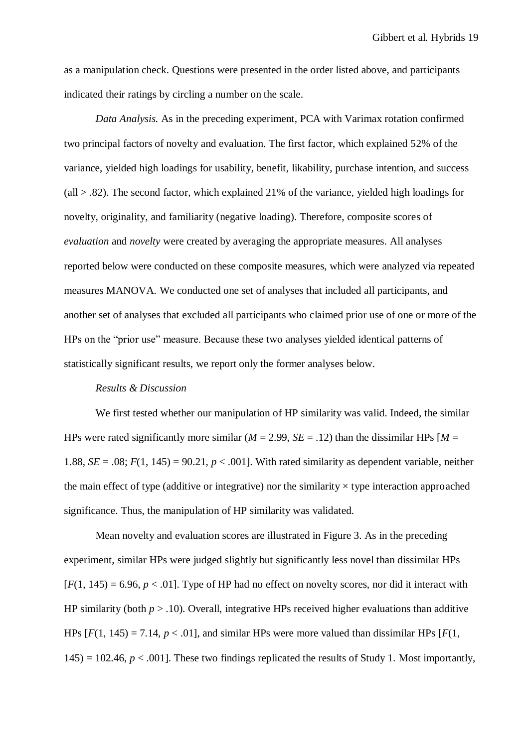as a manipulation check. Questions were presented in the order listed above, and participants indicated their ratings by circling a number on the scale.

*Data Analysis.* As in the preceding experiment, PCA with Varimax rotation confirmed two principal factors of novelty and evaluation. The first factor, which explained 52% of the variance, yielded high loadings for usability, benefit, likability, purchase intention, and success (all > .82). The second factor, which explained 21% of the variance, yielded high loadings for novelty, originality, and familiarity (negative loading). Therefore, composite scores of *evaluation* and *novelty* were created by averaging the appropriate measures. All analyses reported below were conducted on these composite measures, which were analyzed via repeated measures MANOVA. We conducted one set of analyses that included all participants, and another set of analyses that excluded all participants who claimed prior use of one or more of the HPs on the "prior use" measure. Because these two analyses yielded identical patterns of statistically significant results, we report only the former analyses below.

*Results & Discussion*

We first tested whether our manipulation of HP similarity was valid. Indeed, the similar HPs were rated significantly more similar ($M = 2.99$, $SE = .12$) than the dissimilar HPs [$M = 1.88$, $SE = .08$; $F(1, 145) = 90.21$, $p < .001$]. With rated similarity as dependent variable, neither the main effect of type (additive or integrative) nor the similarity × type interaction approached significance. Thus, the manipulation of HP similarity was validated.

Mean novelty and evaluation scores are illustrated in Figure 3. As in the preceding experiment, similar HPs were judged slightly but significantly less novel than dissimilar HPs [$F(1, 145) = 6.96$, $p < .01$]. Type of HP had no effect on novelty scores, nor did it interact with HP similarity (both $p > .10$). Overall, integrative HPs received higher evaluations than additive HPs [$F(1, 145) = 7.14$, $p < .01$], and similar HPs were more valued than dissimilar HPs [$F(1, 145) = 102.46$, $p < .001$]. These two findings replicated the results of Study 1. Most importantly,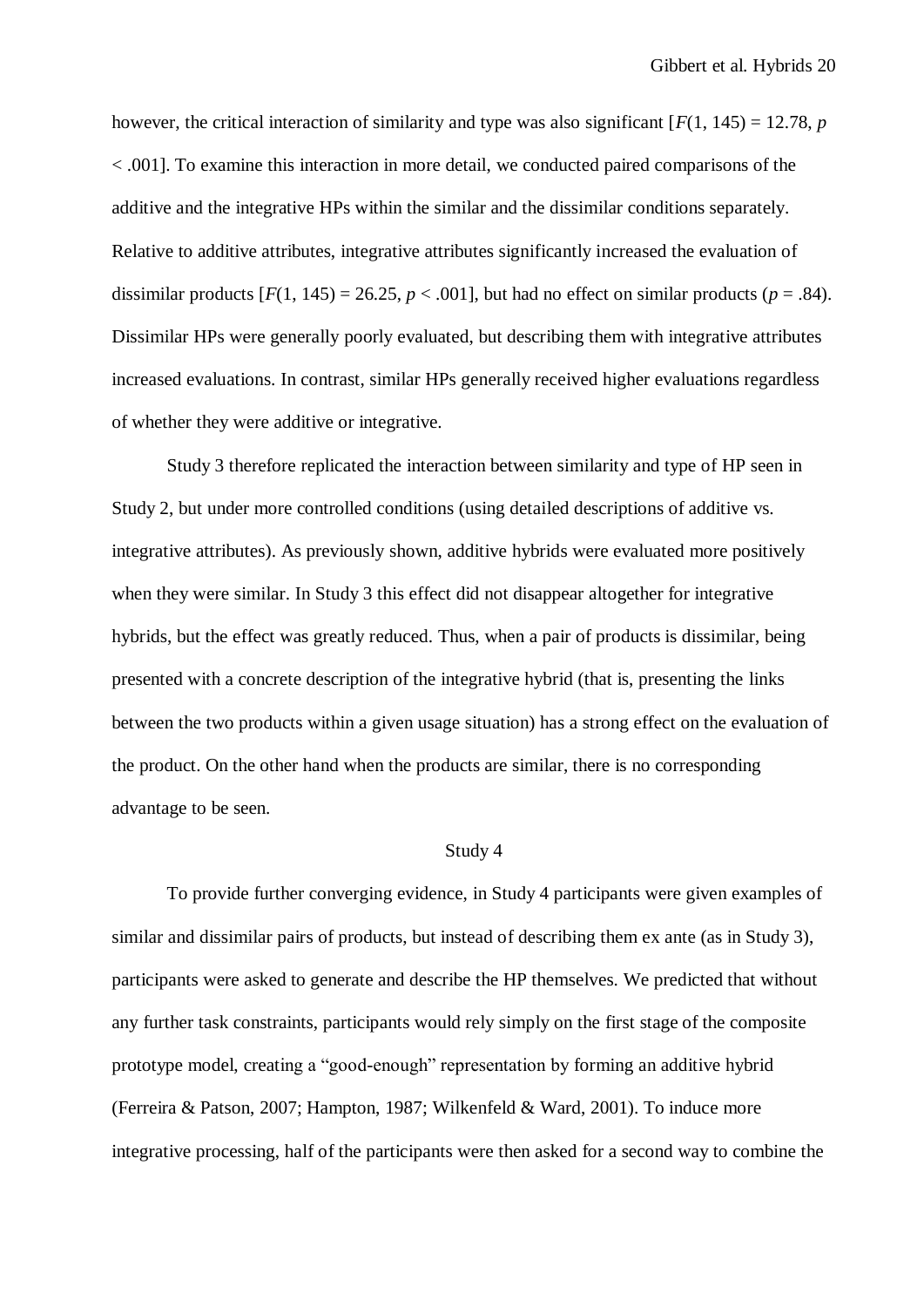however, the critical interaction of similarity and type was also significant [$F(1, 145) = 12.78$, $p < .001$]. To examine this interaction in more detail, we conducted paired comparisons of the additive and the integrative HPs within the similar and the dissimilar conditions separately. Relative to additive attributes, integrative attributes significantly increased the evaluation of dissimilar products [$F(1, 145) = 26.25$, $p < .001$], but had no effect on similar products ($p = .84$). Dissimilar HPs were generally poorly evaluated, but describing them with integrative attributes increased evaluations. In contrast, similar HPs generally received higher evaluations regardless of whether they were additive or integrative.

Study 3 therefore replicated the interaction between similarity and type of HP seen in Study 2, but under more controlled conditions (using detailed descriptions of additive vs. integrative attributes). As previously shown, additive hybrids were evaluated more positively when they were similar. In Study 3 this effect did not disappear altogether for integrative hybrids, but the effect was greatly reduced. Thus, when a pair of products is dissimilar, being presented with a concrete description of the integrative hybrid (that is, presenting the links between the two products within a given usage situation) has a strong effect on the evaluation of the product. On the other hand when the products are similar, there is no corresponding advantage to be seen.

## Study 4

To provide further converging evidence, in Study 4 participants were given examples of similar and dissimilar pairs of products, but instead of describing them ex ante (as in Study 3), participants were asked to generate and describe the HP themselves. We predicted that without any further task constraints, participants would rely simply on the first stage of the composite prototype model, creating a "good-enough" representation by forming an additive hybrid (Ferreira & Patson, 2007; Hampton, 1987; Wilkenfeld & Ward, 2001). To induce more integrative processing, half of the participants were then asked for a second way to combine the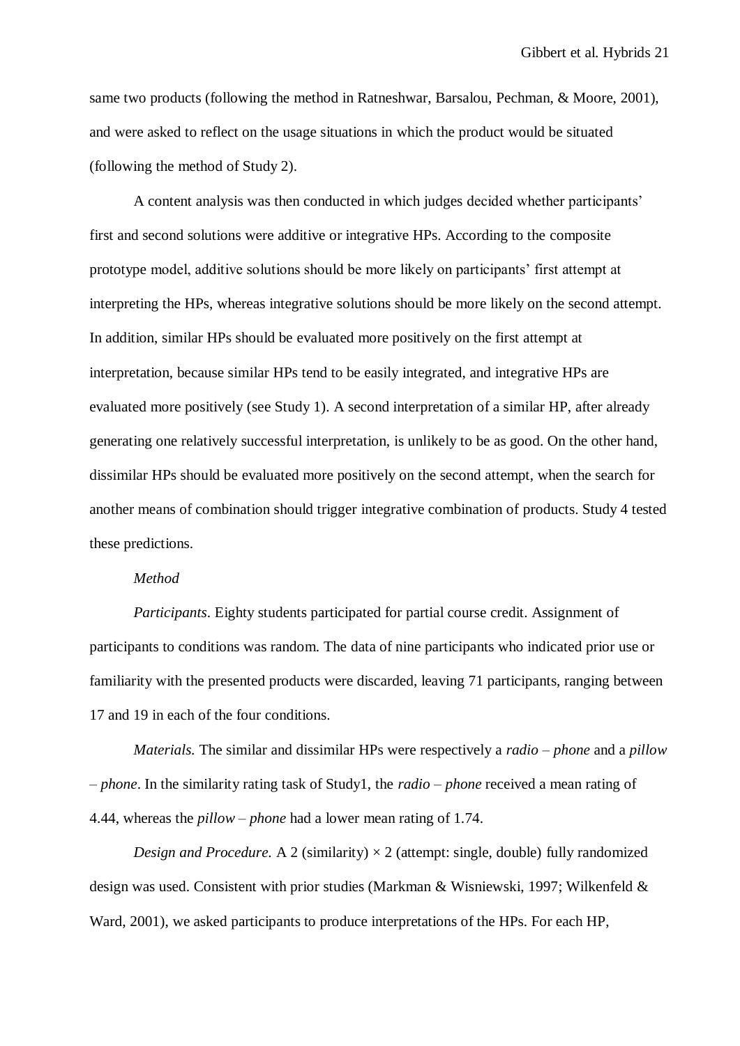same two products (following the method in Ratneshwar, Barsalou, Pechman, & Moore, 2001), and were asked to reflect on the usage situations in which the product would be situated (following the method of Study 2).

A content analysis was then conducted in which judges decided whether participants' first and second solutions were additive or integrative HPs. According to the composite prototype model, additive solutions should be more likely on participants' first attempt at interpreting the HPs, whereas integrative solutions should be more likely on the second attempt. In addition, similar HPs should be evaluated more positively on the first attempt at interpretation, because similar HPs tend to be easily integrated, and integrative HPs are evaluated more positively (see Study 1). A second interpretation of a similar HP, after already generating one relatively successful interpretation, is unlikely to be as good. On the other hand, dissimilar HPs should be evaluated more positively on the second attempt, when the search for another means of combination should trigger integrative combination of products. Study 4 tested these predictions.

*Method*

*Participants*. Eighty students participated for partial course credit. Assignment of participants to conditions was random. The data of nine participants who indicated prior use or familiarity with the presented products were discarded, leaving 71 participants, ranging between 17 and 19 in each of the four conditions.

*Materials.* The similar and dissimilar HPs were respectively a *radio – phone* and a *pillow – phone*. In the similarity rating task of Study1, the *radio – phone* received a mean rating of 4.44, whereas the *pillow – phone* had a lower mean rating of 1.74.

*Design and Procedure.* A 2 (similarity) × 2 (attempt: single, double) fully randomized design was used. Consistent with prior studies (Markman & Wisniewski, 1997; Wilkenfeld & Ward, 2001), we asked participants to produce interpretations of the HPs. For each HP,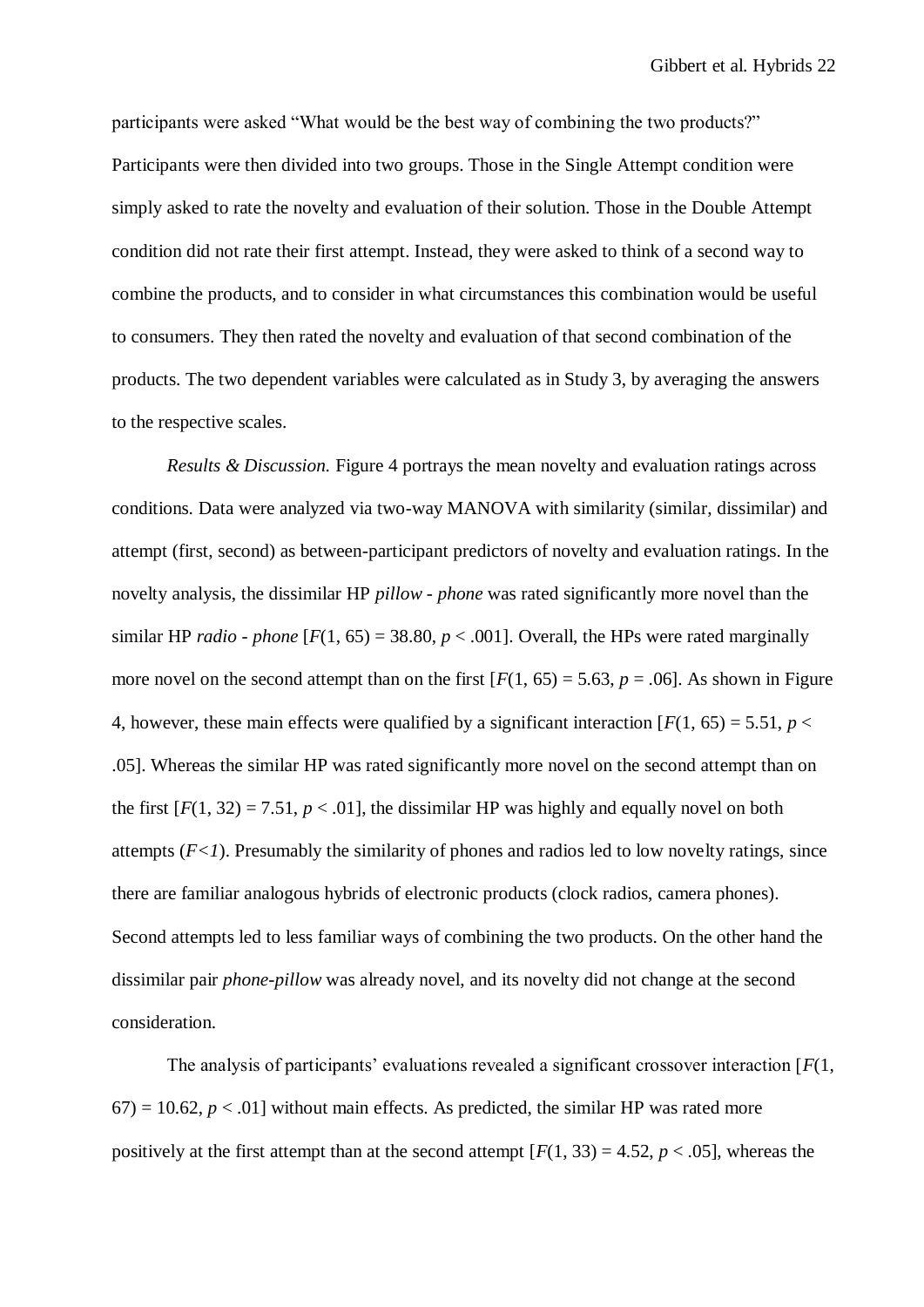participants were asked “What would be the best way of combining the two products?” Participants were then divided into two groups. Those in the Single Attempt condition were simply asked to rate the novelty and evaluation of their solution. Those in the Double Attempt condition did not rate their first attempt. Instead, they were asked to think of a second way to combine the products, and to consider in what circumstances this combination would be useful to consumers. They then rated the novelty and evaluation of that second combination of the products. The two dependent variables were calculated as in Study 3, by averaging the answers to the respective scales.

*Results & Discussion.* Figure 4 portrays the mean novelty and evaluation ratings across conditions. Data were analyzed via two-way MANOVA with similarity (similar, dissimilar) and attempt (first, second) as between-participant predictors of novelty and evaluation ratings. In the novelty analysis, the dissimilar HP *pillow - phone* was rated significantly more novel than the similar HP *radio - phone* [$F(1, 65) = 38.80$, $p < .001$]. Overall, the HPs were rated marginally more novel on the second attempt than on the first [$F(1, 65) = 5.63$, $p = .06$]. As shown in Figure 4, however, these main effects were qualified by a significant interaction [$F(1, 65) = 5.51$, $p < .05$]. Whereas the similar HP was rated significantly more novel on the second attempt than on the first [$F(1, 32) = 7.51$, $p < .01$], the dissimilar HP was highly and equally novel on both attempts ($F<1$). Presumably the similarity of phones and radios led to low novelty ratings, since there are familiar analogous hybrids of electronic products (clock radios, camera phones). Second attempts led to less familiar ways of combining the two products. On the other hand the dissimilar pair *phone-pillow* was already novel, and its novelty did not change at the second consideration.

The analysis of participants’ evaluations revealed a significant crossover interaction [$F(1, 67) = 10.62$, $p < .01$] without main effects. As predicted, the similar HP was rated more positively at the first attempt than at the second attempt [$F(1, 33) = 4.52$, $p < .05$], whereas the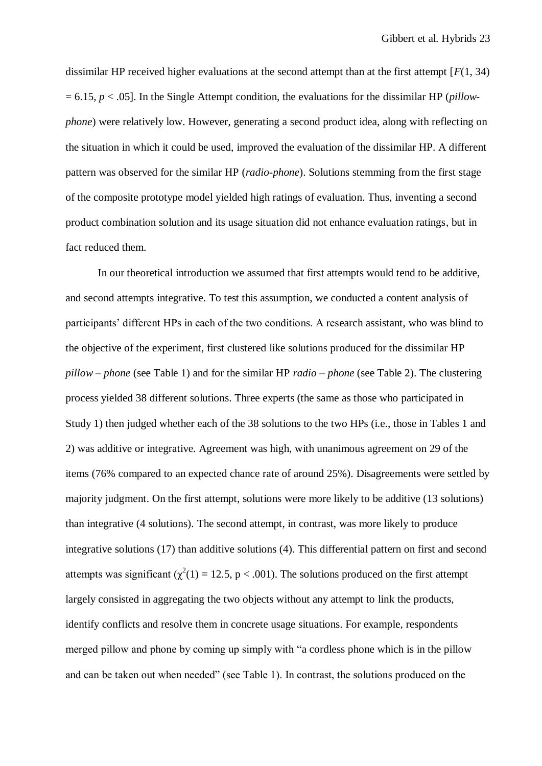dissimilar HP received higher evaluations at the second attempt than at the first attempt [$F(1, 34) = 6.15$, $p < .05$]. In the Single Attempt condition, the evaluations for the dissimilar HP (*pillow-phone*) were relatively low. However, generating a second product idea, along with reflecting on the situation in which it could be used, improved the evaluation of the dissimilar HP. A different pattern was observed for the similar HP (*radio-phone*). Solutions stemming from the first stage of the composite prototype model yielded high ratings of evaluation. Thus, inventing a second product combination solution and its usage situation did not enhance evaluation ratings, but in fact reduced them.

In our theoretical introduction we assumed that first attempts would tend to be additive, and second attempts integrative. To test this assumption, we conducted a content analysis of participants' different HPs in each of the two conditions. A research assistant, who was blind to the objective of the experiment, first clustered like solutions produced for the dissimilar HP *pillow* – *phone* (see Table 1) and for the similar HP *radio* – *phone* (see Table 2). The clustering process yielded 38 different solutions. Three experts (the same as those who participated in Study 1) then judged whether each of the 38 solutions to the two HPs (i.e., those in Tables 1 and 2) was additive or integrative. Agreement was high, with unanimous agreement on 29 of the items (76% compared to an expected chance rate of around 25%). Disagreements were settled by majority judgment. On the first attempt, solutions were more likely to be additive (13 solutions) than integrative (4 solutions). The second attempt, in contrast, was more likely to produce integrative solutions (17) than additive solutions (4). This differential pattern on first and second attempts was significant ($\chi^2(1) = 12.5$, $p < .001$). The solutions produced on the first attempt largely consisted in aggregating the two objects without any attempt to link the products, identify conflicts and resolve them in concrete usage situations. For example, respondents merged pillow and phone by coming up simply with "a cordless phone which is in the pillow and can be taken out when needed" (see Table 1). In contrast, the solutions produced on the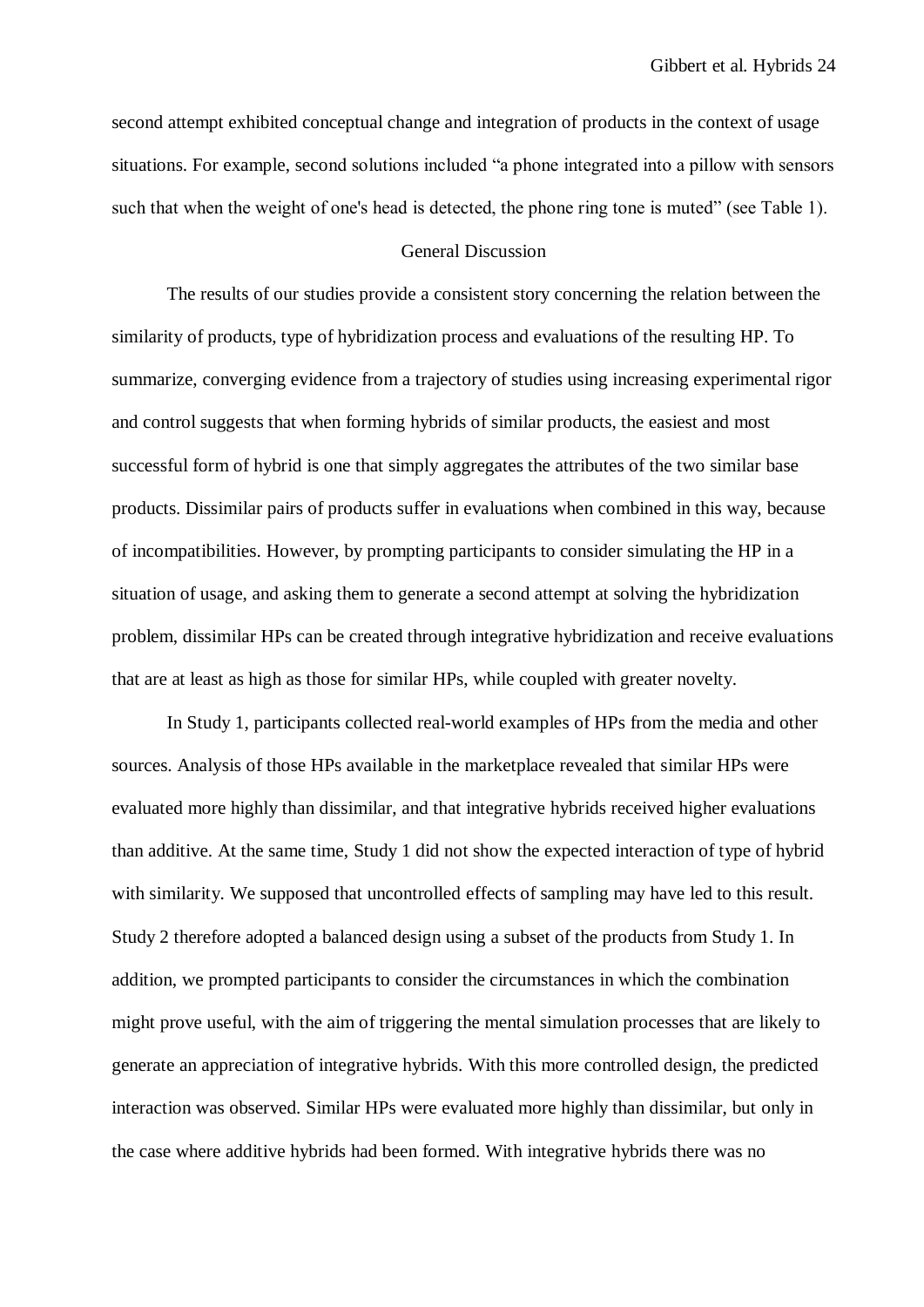second attempt exhibited conceptual change and integration of products in the context of usage situations. For example, second solutions included “a phone integrated into a pillow with sensors such that when the weight of one's head is detected, the phone ring tone is muted” (see Table 1).

## General Discussion

The results of our studies provide a consistent story concerning the relation between the similarity of products, type of hybridization process and evaluations of the resulting HP. To summarize, converging evidence from a trajectory of studies using increasing experimental rigor and control suggests that when forming hybrids of similar products, the easiest and most successful form of hybrid is one that simply aggregates the attributes of the two similar base products. Dissimilar pairs of products suffer in evaluations when combined in this way, because of incompatibilities. However, by prompting participants to consider simulating the HP in a situation of usage, and asking them to generate a second attempt at solving the hybridization problem, dissimilar HPs can be created through integrative hybridization and receive evaluations that are at least as high as those for similar HPs, while coupled with greater novelty.

In Study 1, participants collected real-world examples of HPs from the media and other sources. Analysis of those HPs available in the marketplace revealed that similar HPs were evaluated more highly than dissimilar, and that integrative hybrids received higher evaluations than additive. At the same time, Study 1 did not show the expected interaction of type of hybrid with similarity. We supposed that uncontrolled effects of sampling may have led to this result. Study 2 therefore adopted a balanced design using a subset of the products from Study 1. In addition, we prompted participants to consider the circumstances in which the combination might prove useful, with the aim of triggering the mental simulation processes that are likely to generate an appreciation of integrative hybrids. With this more controlled design, the predicted interaction was observed. Similar HPs were evaluated more highly than dissimilar, but only in the case where additive hybrids had been formed. With integrative hybrids there was no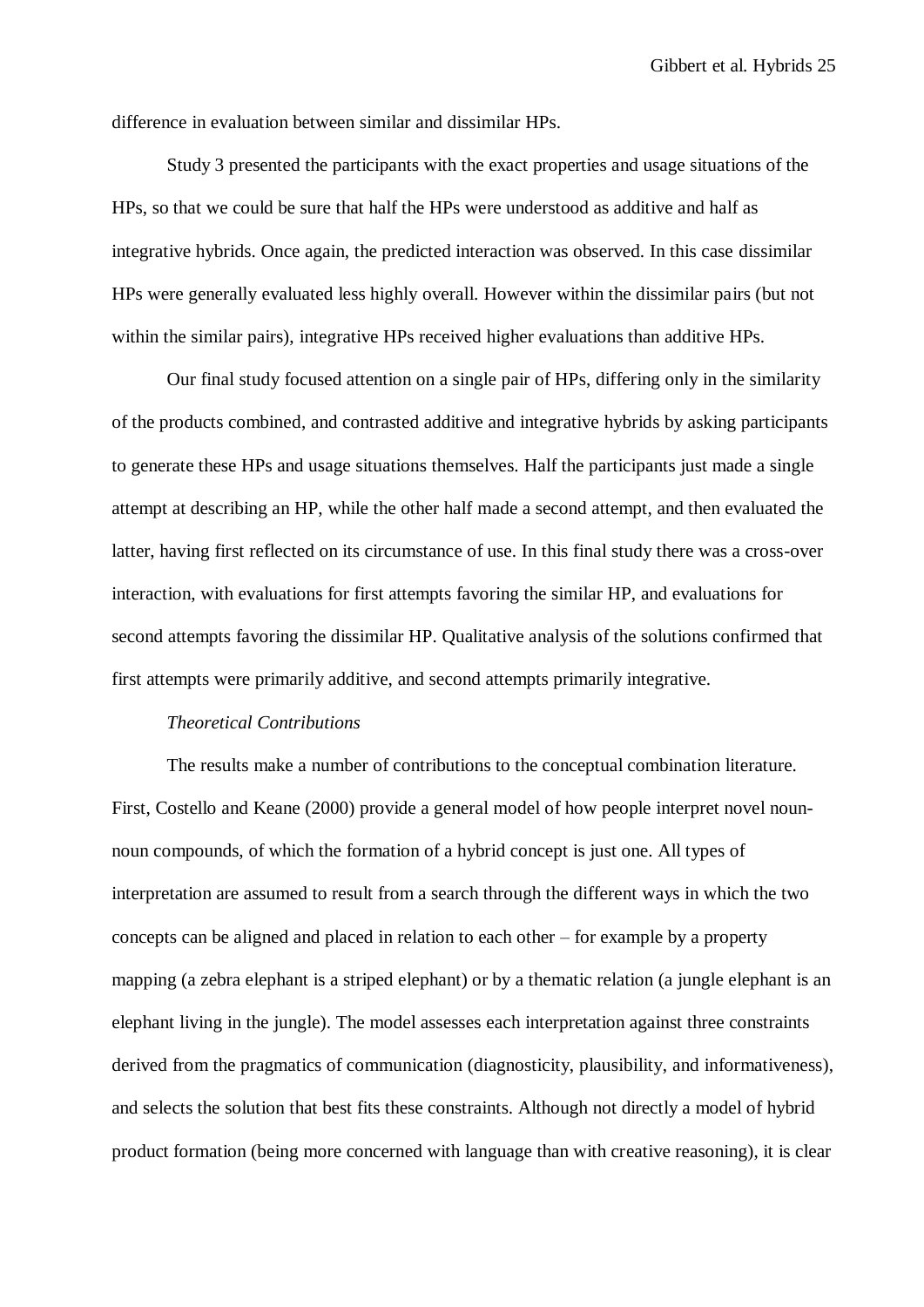difference in evaluation between similar and dissimilar HPs.

Study 3 presented the participants with the exact properties and usage situations of the HPs, so that we could be sure that half the HPs were understood as additive and half as integrative hybrids. Once again, the predicted interaction was observed. In this case dissimilar HPs were generally evaluated less highly overall. However within the dissimilar pairs (but not within the similar pairs), integrative HPs received higher evaluations than additive HPs.

Our final study focused attention on a single pair of HPs, differing only in the similarity of the products combined, and contrasted additive and integrative hybrids by asking participants to generate these HPs and usage situations themselves. Half the participants just made a single attempt at describing an HP, while the other half made a second attempt, and then evaluated the latter, having first reflected on its circumstance of use. In this final study there was a cross-over interaction, with evaluations for first attempts favoring the similar HP, and evaluations for second attempts favoring the dissimilar HP. Qualitative analysis of the solutions confirmed that first attempts were primarily additive, and second attempts primarily integrative.

*Theoretical Contributions*

The results make a number of contributions to the conceptual combination literature. First, Costello and Keane (2000) provide a general model of how people interpret novel noun-noun compounds, of which the formation of a hybrid concept is just one. All types of interpretation are assumed to result from a search through the different ways in which the two concepts can be aligned and placed in relation to each other – for example by a property mapping (a zebra elephant is a striped elephant) or by a thematic relation (a jungle elephant is an elephant living in the jungle). The model assesses each interpretation against three constraints derived from the pragmatics of communication (diagnosticity, plausibility, and informativeness), and selects the solution that best fits these constraints. Although not directly a model of hybrid product formation (being more concerned with language than with creative reasoning), it is clear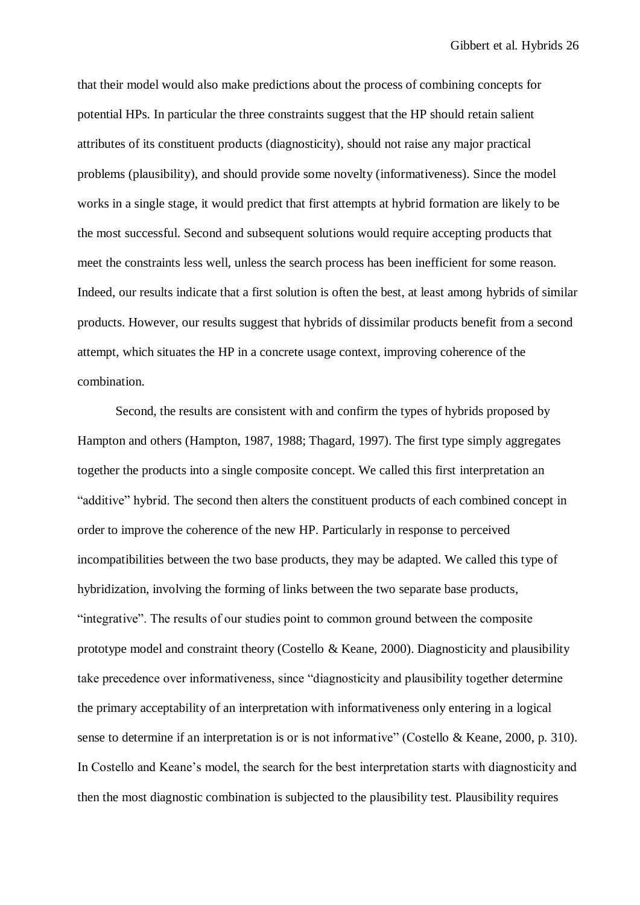that their model would also make predictions about the process of combining concepts for potential HPs. In particular the three constraints suggest that the HP should retain salient attributes of its constituent products (diagnosticity), should not raise any major practical problems (plausibility), and should provide some novelty (informativeness). Since the model works in a single stage, it would predict that first attempts at hybrid formation are likely to be the most successful. Second and subsequent solutions would require accepting products that meet the constraints less well, unless the search process has been inefficient for some reason. Indeed, our results indicate that a first solution is often the best, at least among hybrids of similar products. However, our results suggest that hybrids of dissimilar products benefit from a second attempt, which situates the HP in a concrete usage context, improving coherence of the combination.

Second, the results are consistent with and confirm the types of hybrids proposed by Hampton and others (Hampton, 1987, 1988; Thagard, 1997). The first type simply aggregates together the products into a single composite concept. We called this first interpretation an "additive" hybrid. The second then alters the constituent products of each combined concept in order to improve the coherence of the new HP. Particularly in response to perceived incompatibilities between the two base products, they may be adapted. We called this type of hybridization, involving the forming of links between the two separate base products, "integrative". The results of our studies point to common ground between the composite prototype model and constraint theory (Costello & Keane, 2000). Diagnosticity and plausibility take precedence over informativeness, since "diagnosticity and plausibility together determine the primary acceptability of an interpretation with informativeness only entering in a logical sense to determine if an interpretation is or is not informative" (Costello & Keane, 2000, p. 310). In Costello and Keane's model, the search for the best interpretation starts with diagnosticity and then the most diagnostic combination is subjected to the plausibility test. Plausibility requires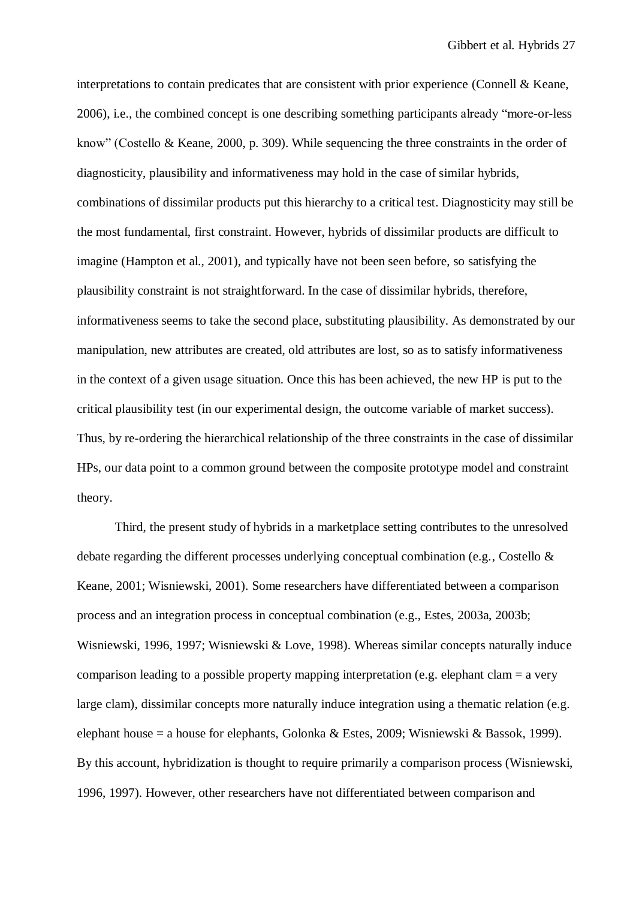interpretations to contain predicates that are consistent with prior experience (Connell & Keane, 2006), i.e., the combined concept is one describing something participants already "more-or-less know" (Costello & Keane, 2000, p. 309). While sequencing the three constraints in the order of diagnosticity, plausibility and informativeness may hold in the case of similar hybrids, combinations of dissimilar products put this hierarchy to a critical test. Diagnosticity may still be the most fundamental, first constraint. However, hybrids of dissimilar products are difficult to imagine (Hampton et al., 2001), and typically have not been seen before, so satisfying the plausibility constraint is not straightforward. In the case of dissimilar hybrids, therefore, informativeness seems to take the second place, substituting plausibility. As demonstrated by our manipulation, new attributes are created, old attributes are lost, so as to satisfy informativeness in the context of a given usage situation. Once this has been achieved, the new HP is put to the critical plausibility test (in our experimental design, the outcome variable of market success). Thus, by re-ordering the hierarchical relationship of the three constraints in the case of dissimilar HPs, our data point to a common ground between the composite prototype model and constraint theory.

Third, the present study of hybrids in a marketplace setting contributes to the unresolved debate regarding the different processes underlying conceptual combination (e.g., Costello & Keane, 2001; Wisniewski, 2001). Some researchers have differentiated between a comparison process and an integration process in conceptual combination (e.g., Estes, 2003a, 2003b; Wisniewski, 1996, 1997; Wisniewski & Love, 1998). Whereas similar concepts naturally induce comparison leading to a possible property mapping interpretation (e.g. elephant clam = a very large clam), dissimilar concepts more naturally induce integration using a thematic relation (e.g. elephant house = a house for elephants, Golonka & Estes, 2009; Wisniewski & Bassok, 1999). By this account, hybridization is thought to require primarily a comparison process (Wisniewski, 1996, 1997). However, other researchers have not differentiated between comparison and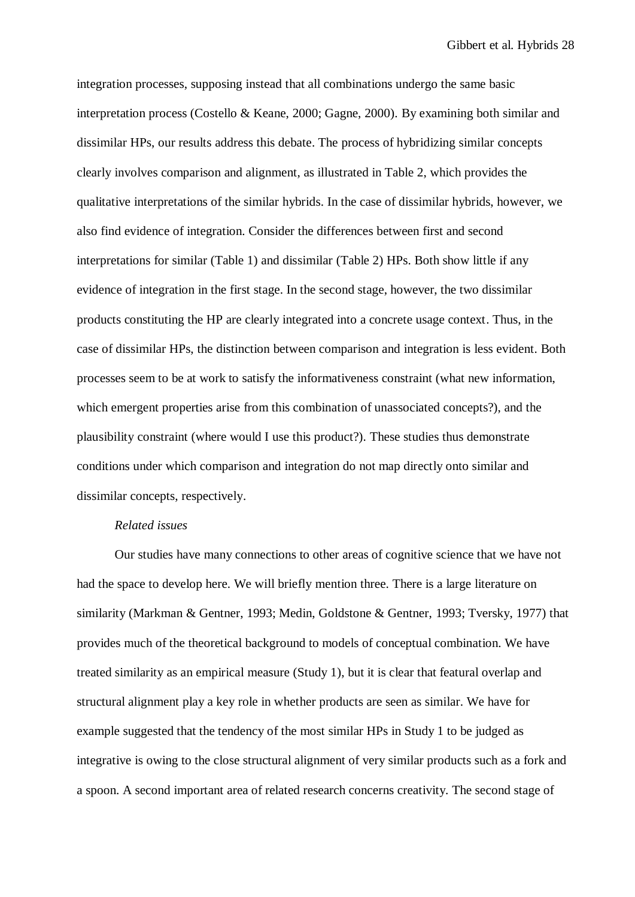integration processes, supposing instead that all combinations undergo the same basic interpretation process (Costello & Keane, 2000; Gagne, 2000). By examining both similar and dissimilar HPs, our results address this debate. The process of hybridizing similar concepts clearly involves comparison and alignment, as illustrated in Table 2, which provides the qualitative interpretations of the similar hybrids. In the case of dissimilar hybrids, however, we also find evidence of integration. Consider the differences between first and second interpretations for similar (Table 1) and dissimilar (Table 2) HPs. Both show little if any evidence of integration in the first stage. In the second stage, however, the two dissimilar products constituting the HP are clearly integrated into a concrete usage context. Thus, in the case of dissimilar HPs, the distinction between comparison and integration is less evident. Both processes seem to be at work to satisfy the informativeness constraint (what new information, which emergent properties arise from this combination of unassociated concepts?), and the plausibility constraint (where would I use this product?). These studies thus demonstrate conditions under which comparison and integration do not map directly onto similar and dissimilar concepts, respectively.

*Related issues*

Our studies have many connections to other areas of cognitive science that we have not had the space to develop here. We will briefly mention three. There is a large literature on similarity (Markman & Gentner, 1993; Medin, Goldstone & Gentner, 1993; Tversky, 1977) that provides much of the theoretical background to models of conceptual combination. We have treated similarity as an empirical measure (Study 1), but it is clear that featural overlap and structural alignment play a key role in whether products are seen as similar. We have for example suggested that the tendency of the most similar HPs in Study 1 to be judged as integrative is owing to the close structural alignment of very similar products such as a fork and a spoon. A second important area of related research concerns creativity. The second stage of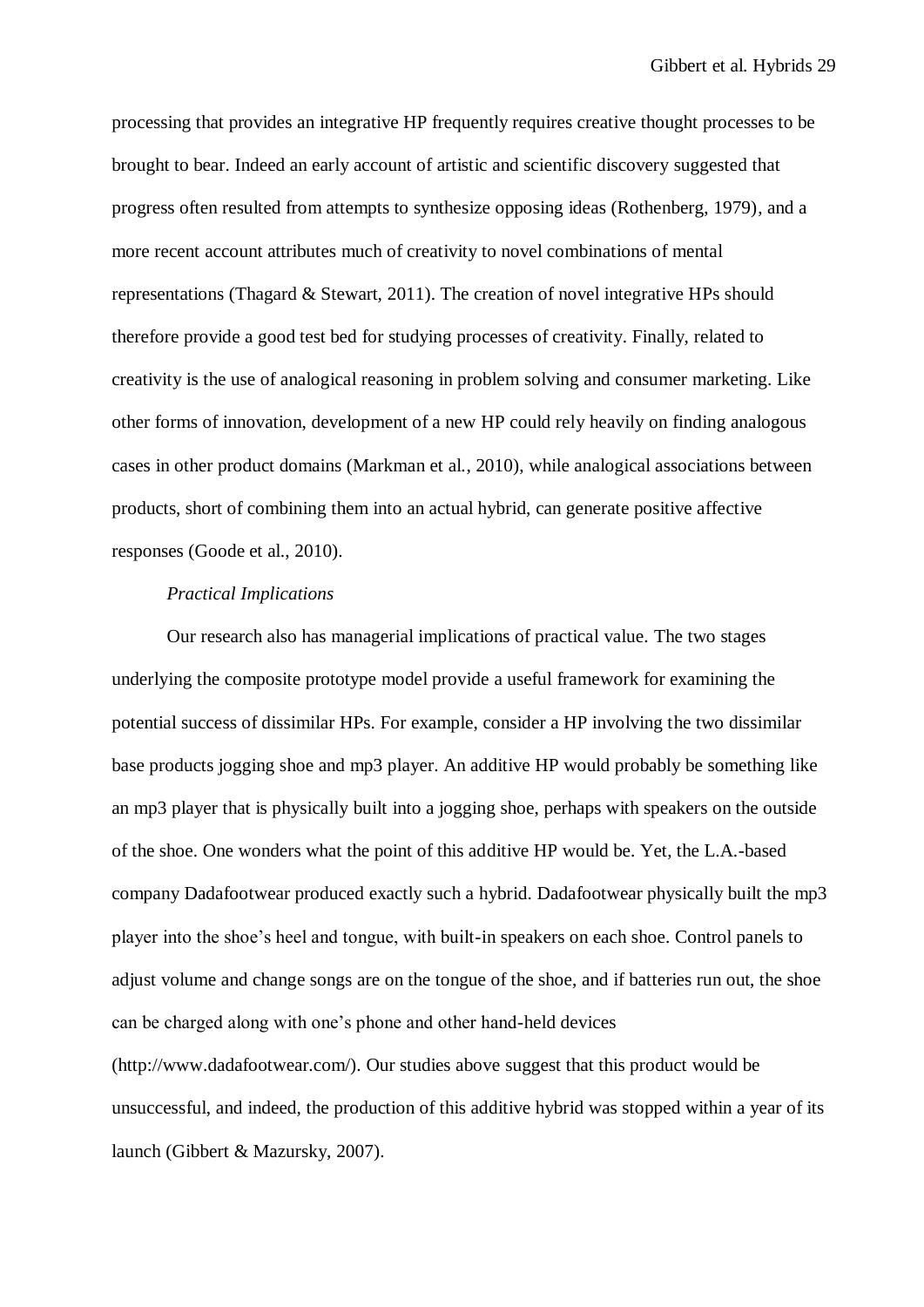processing that provides an integrative HP frequently requires creative thought processes to be brought to bear. Indeed an early account of artistic and scientific discovery suggested that progress often resulted from attempts to synthesize opposing ideas (Rothenberg, 1979), and a more recent account attributes much of creativity to novel combinations of mental representations (Thagard & Stewart, 2011). The creation of novel integrative HPs should therefore provide a good test bed for studying processes of creativity. Finally, related to creativity is the use of analogical reasoning in problem solving and consumer marketing. Like other forms of innovation, development of a new HP could rely heavily on finding analogous cases in other product domains (Markman et al., 2010), while analogical associations between products, short of combining them into an actual hybrid, can generate positive affective responses (Goode et al., 2010).

*Practical Implications*

Our research also has managerial implications of practical value. The two stages underlying the composite prototype model provide a useful framework for examining the potential success of dissimilar HPs. For example, consider a HP involving the two dissimilar base products jogging shoe and mp3 player. An additive HP would probably be something like an mp3 player that is physically built into a jogging shoe, perhaps with speakers on the outside of the shoe. One wonders what the point of this additive HP would be. Yet, the L.A.-based company Dadafootwear produced exactly such a hybrid. Dadafootwear physically built the mp3 player into the shoe's heel and tongue, with built-in speakers on each shoe. Control panels to adjust volume and change songs are on the tongue of the shoe, and if batteries run out, the shoe can be charged along with one's phone and other hand-held devices (http://www.dadafootwear.com/). Our studies above suggest that this product would be unsuccessful, and indeed, the production of this additive hybrid was stopped within a year of its launch (Gibbert & Mazursky, 2007).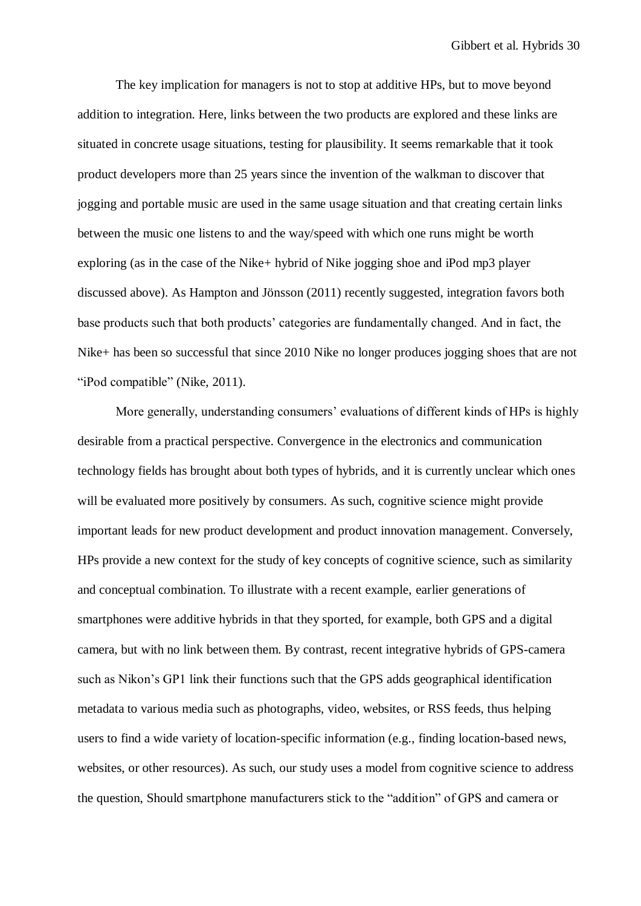The key implication for managers is not to stop at additive HPs, but to move beyond addition to integration. Here, links between the two products are explored and these links are situated in concrete usage situations, testing for plausibility. It seems remarkable that it took product developers more than 25 years since the invention of the walkman to discover that jogging and portable music are used in the same usage situation and that creating certain links between the music one listens to and the way/speed with which one runs might be worth exploring (as in the case of the Nike+ hybrid of Nike jogging shoe and iPod mp3 player discussed above). As Hampton and Jönsson (2011) recently suggested, integration favors both base products such that both products' categories are fundamentally changed. And in fact, the Nike+ has been so successful that since 2010 Nike no longer produces jogging shoes that are not "iPod compatible" (Nike, 2011).

More generally, understanding consumers' evaluations of different kinds of HPs is highly desirable from a practical perspective. Convergence in the electronics and communication technology fields has brought about both types of hybrids, and it is currently unclear which ones will be evaluated more positively by consumers. As such, cognitive science might provide important leads for new product development and product innovation management. Conversely, HPs provide a new context for the study of key concepts of cognitive science, such as similarity and conceptual combination. To illustrate with a recent example, earlier generations of smartphones were additive hybrids in that they sported, for example, both GPS and a digital camera, but with no link between them. By contrast, recent integrative hybrids of GPS-camera such as Nikon's GP1 link their functions such that the GPS adds geographical identification metadata to various media such as photographs, video, websites, or RSS feeds, thus helping users to find a wide variety of location-specific information (e.g., finding location-based news, websites, or other resources). As such, our study uses a model from cognitive science to address the question, Should smartphone manufacturers stick to the "addition" of GPS and camera or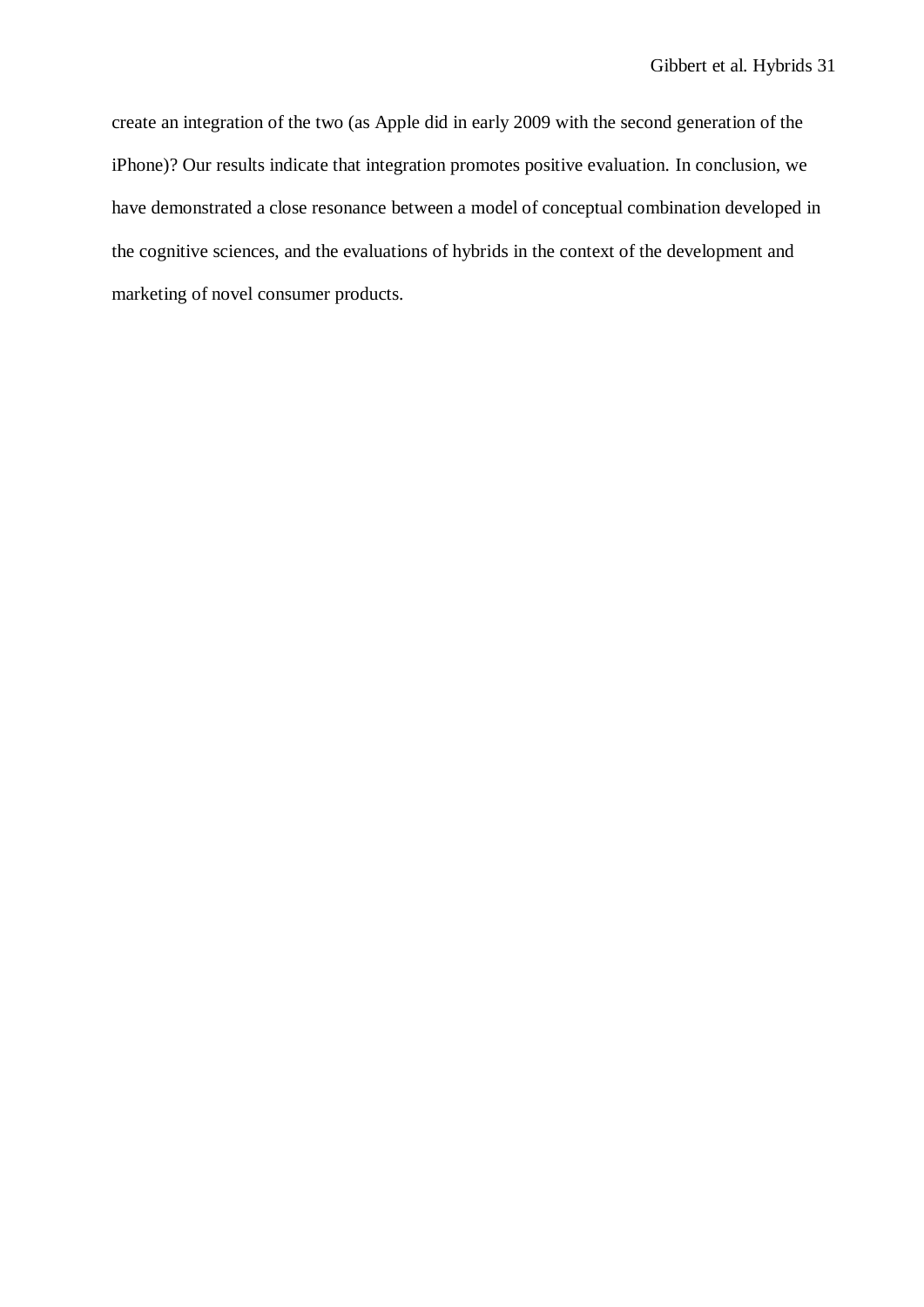create an integration of the two (as Apple did in early 2009 with the second generation of the iPhone)? Our results indicate that integration promotes positive evaluation. In conclusion, we have demonstrated a close resonance between a model of conceptual combination developed in the cognitive sciences, and the evaluations of hybrids in the context of the development and marketing of novel consumer products.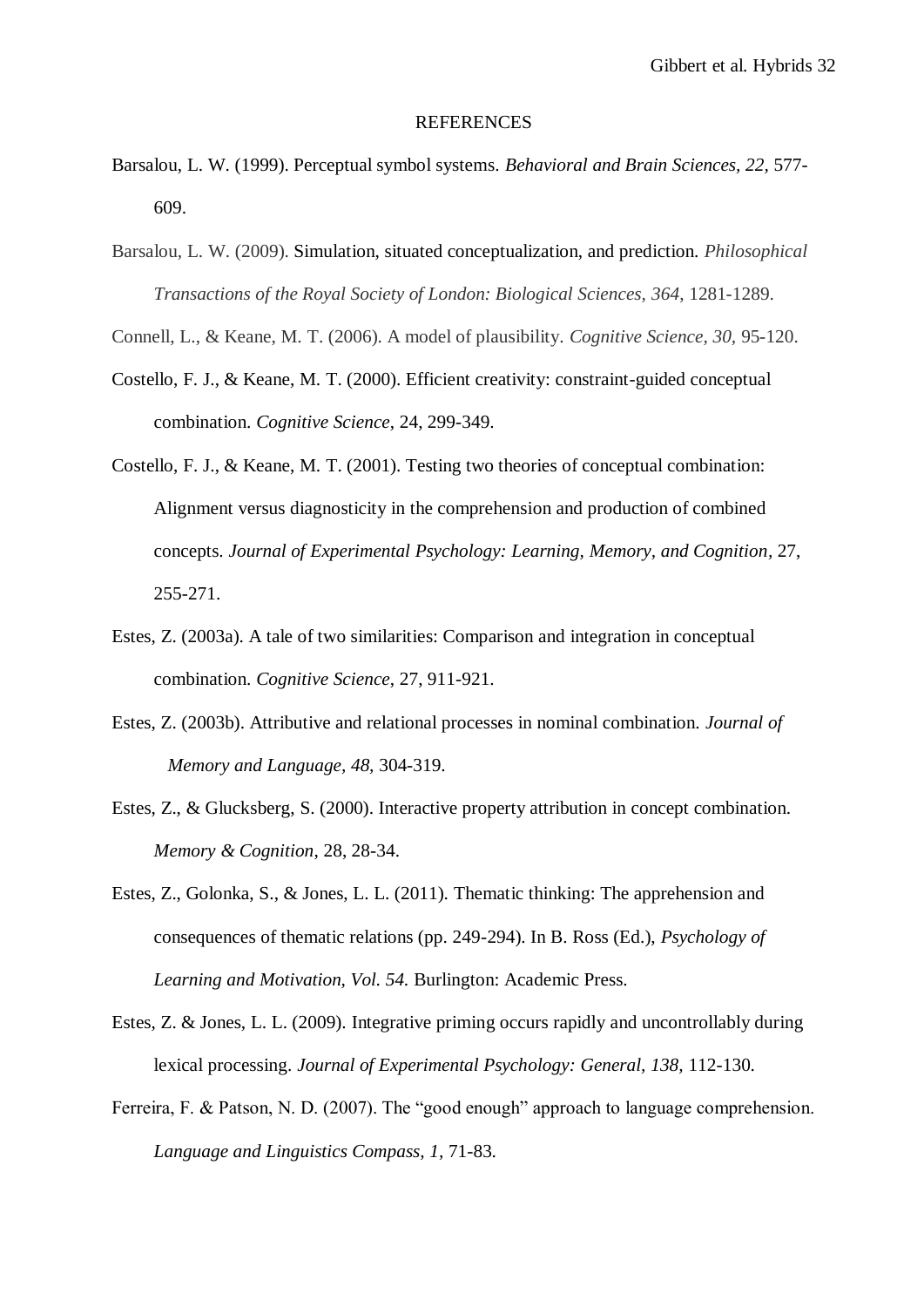REFERENCES

Barsalou, L. W. (1999). Perceptual symbol systems. *Behavioral and Brain Sciences, 22,* 577-609.

Barsalou, L. W. (2009). Simulation, situated conceptualization, and prediction. *Philosophical Transactions of the Royal Society of London: Biological Sciences, 364*, 1281-1289.

Connell, L., & Keane, M. T. (2006). A model of plausibility. *Cognitive Science, 30,* 95-120.

Costello, F. J., & Keane, M. T. (2000). Efficient creativity: constraint-guided conceptual combination. *Cognitive Science*, 24, 299-349.

Costello, F. J., & Keane, M. T. (2001). Testing two theories of conceptual combination: Alignment versus diagnosticity in the comprehension and production of combined concepts. *Journal of Experimental Psychology: Learning, Memory, and Cognition*, 27, 255-271.

Estes, Z. (2003a). A tale of two similarities: Comparison and integration in conceptual combination. *Cognitive Science*, 27, 911-921.

Estes, Z. (2003b). Attributive and relational processes in nominal combination. *Journal of Memory and Language, 48,* 304-319.

Estes, Z., & Glucksberg, S. (2000). Interactive property attribution in concept combination. *Memory & Cognition*, 28, 28-34.

Estes, Z., Golonka, S., & Jones, L. L. (2011). Thematic thinking: The apprehension and consequences of thematic relations (pp. 249-294). In B. Ross (Ed.), *Psychology of Learning and Motivation, Vol. 54.* Burlington: Academic Press.

Estes, Z. & Jones, L. L. (2009). Integrative priming occurs rapidly and uncontrollably during lexical processing. *Journal of Experimental Psychology: General, 138,* 112-130.

Ferreira, F. & Patson, N. D. (2007). The "good enough" approach to language comprehension. *Language and Linguistics Compass, 1*, 71-83.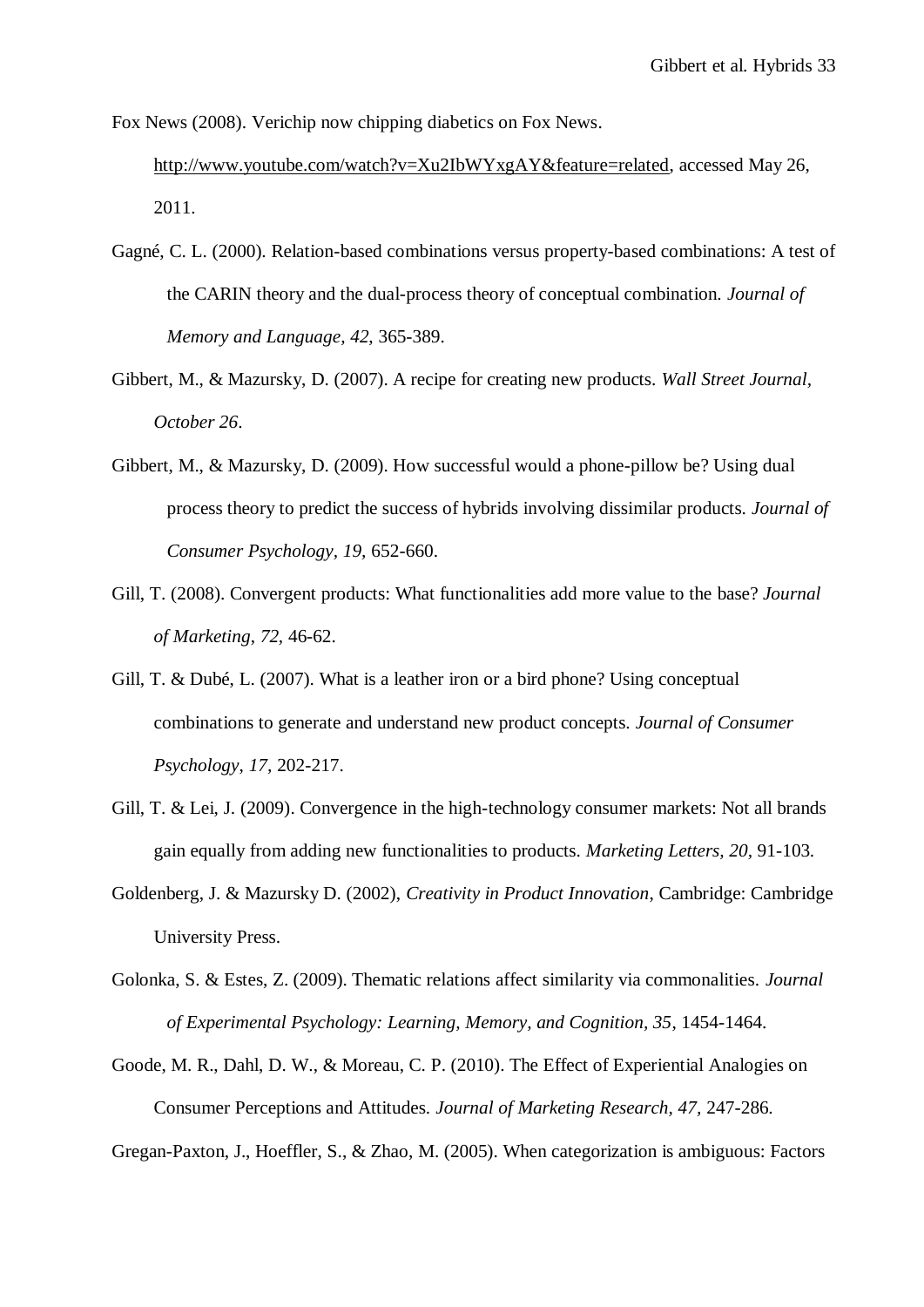Fox News (2008). Verichip now chipping diabetics on Fox News. http://www.youtube.com/watch?v=Xu2IbWYxgAY&feature=related, accessed May 26, 2011.

Gagné, C. L. (2000). Relation-based combinations versus property-based combinations: A test of the CARIN theory and the dual-process theory of conceptual combination. *Journal of Memory and Language, 42*, 365-389.

Gibbert, M., & Mazursky, D. (2007). A recipe for creating new products. *Wall Street Journal, October 26*.

Gibbert, M., & Mazursky, D. (2009). How successful would a phone-pillow be? Using dual process theory to predict the success of hybrids involving dissimilar products. *Journal of Consumer Psychology, 19*, 652-660.

Gill, T. (2008). Convergent products: What functionalities add more value to the base? *Journal of Marketing, 72,* 46-62.

Gill, T. & Dubé, L. (2007). What is a leather iron or a bird phone? Using conceptual combinations to generate and understand new product concepts. *Journal of Consumer Psychology, 17*, 202-217.

Gill, T. & Lei, J. (2009). Convergence in the high-technology consumer markets: Not all brands gain equally from adding new functionalities to products. *Marketing Letters, 20,* 91-103.

Goldenberg, J. & Mazursky D. (2002), *Creativity in Product Innovation*, Cambridge: Cambridge University Press.

Golonka, S. & Estes, Z. (2009). Thematic relations affect similarity via commonalities. *Journal of Experimental Psychology: Learning, Memory, and Cognition, 35*, 1454-1464.

Goode, M. R., Dahl, D. W., & Moreau, C. P. (2010). The Effect of Experiential Analogies on Consumer Perceptions and Attitudes. *Journal of Marketing Research, 47*, 247-286.

Gregan-Paxton, J., Hoeffler, S., & Zhao, M. (2005). When categorization is ambiguous: Factors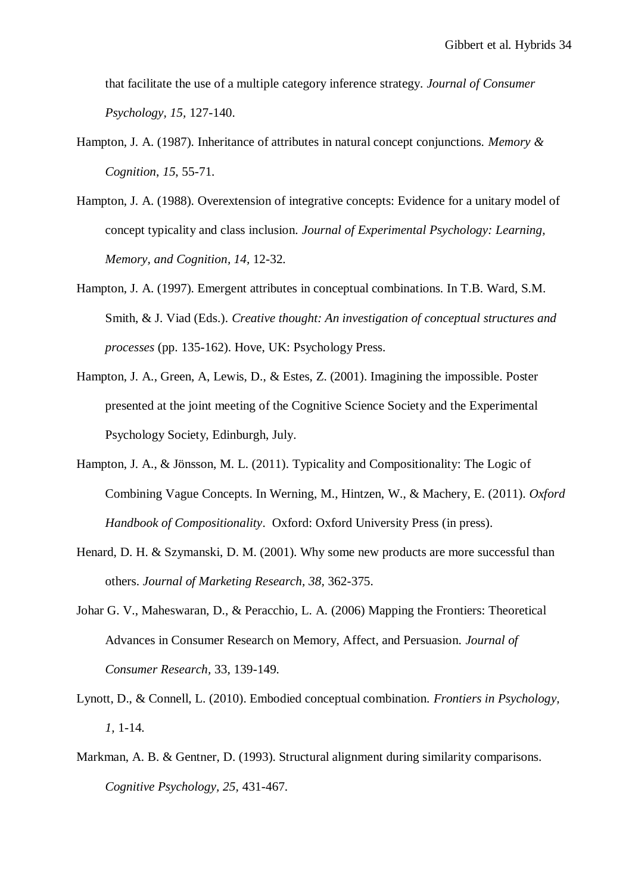that facilitate the use of a multiple category inference strategy. *Journal of Consumer Psychology, 15,* 127-140.

Hampton, J. A. (1987). Inheritance of attributes in natural concept conjunctions. *Memory & Cognition*, *15,* 55-71.

Hampton, J. A. (1988). Overextension of integrative concepts: Evidence for a unitary model of concept typicality and class inclusion. *Journal of Experimental Psychology: Learning, Memory, and Cognition, 14,* 12-32.

Hampton, J. A. (1997). Emergent attributes in conceptual combinations. In T.B. Ward, S.M. Smith, & J. Viad (Eds.). *Creative thought: An investigation of conceptual structures and processes* (pp. 135-162). Hove, UK: Psychology Press.

Hampton, J. A., Green, A, Lewis, D., & Estes, Z. (2001). Imagining the impossible. Poster presented at the joint meeting of the Cognitive Science Society and the Experimental Psychology Society, Edinburgh, July.

Hampton, J. A., & Jönsson, M. L. (2011). Typicality and Compositionality: The Logic of Combining Vague Concepts. In Werning, M., Hintzen, W., & Machery, E. (2011). *Oxford Handbook of Compositionality*. Oxford: Oxford University Press (in press).

Henard, D. H. & Szymanski, D. M. (2001). Why some new products are more successful than others. *Journal of Marketing Research, 38,* 362-375.

Johar G. V., Maheswaran, D., & Peracchio, L. A. (2006) Mapping the Frontiers: Theoretical Advances in Consumer Research on Memory, Affect, and Persuasion. *Journal of Consumer Research*, 33, 139-149.

Lynott, D., & Connell, L. (2010). Embodied conceptual combination. *Frontiers in Psychology, 1,* 1-14.

Markman, A. B. & Gentner, D. (1993). Structural alignment during similarity comparisons. *Cognitive Psychology, 25,* 431-467.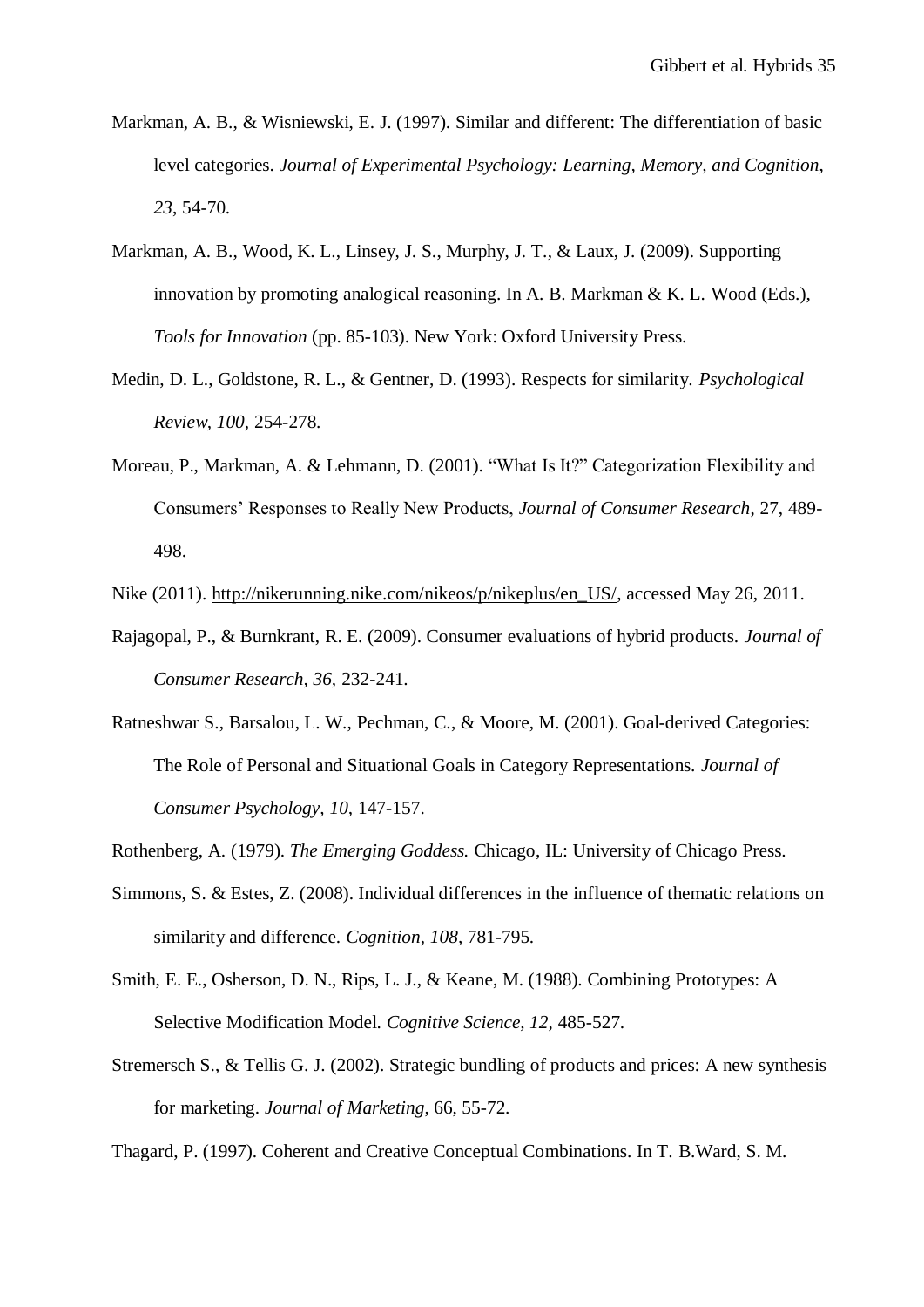Markman, A. B., & Wisniewski, E. J. (1997). Similar and different: The differentiation of basic level categories. *Journal of Experimental Psychology: Learning, Memory, and Cognition*, *23*, 54-70.

Markman, A. B., Wood, K. L., Linsey, J. S., Murphy, J. T., & Laux, J. (2009). Supporting innovation by promoting analogical reasoning. In A. B. Markman & K. L. Wood (Eds.), *Tools for Innovation* (pp. 85-103). New York: Oxford University Press.

Medin, D. L., Goldstone, R. L., & Gentner, D. (1993). Respects for similarity. *Psychological Review, 100*, 254-278.

Moreau, P., Markman, A. & Lehmann, D. (2001). "What Is It?" Categorization Flexibility and Consumers' Responses to Really New Products, *Journal of Consumer Research*, 27, 489-498.

Nike (2011). http://nikerunning.nike.com/nikeos/p/nikeplus/en_US/, accessed May 26, 2011.

Rajagopal, P., & Burnkrant, R. E. (2009). Consumer evaluations of hybrid products. *Journal of Consumer Research, 36*, 232-241.

Ratneshwar S., Barsalou, L. W., Pechman, C., & Moore, M. (2001). Goal-derived Categories: The Role of Personal and Situational Goals in Category Representations. *Journal of Consumer Psychology, 10*, 147-157.

Rothenberg, A. (1979). *The Emerging Goddess.* Chicago, IL: University of Chicago Press.

Simmons, S. & Estes, Z. (2008). Individual differences in the influence of thematic relations on similarity and difference. *Cognition, 108*, 781-795.

Smith, E. E., Osherson, D. N., Rips, L. J., & Keane, M. (1988). Combining Prototypes: A Selective Modification Model. *Cognitive Science, 12*, 485-527.

Stremersch S., & Tellis G. J. (2002). Strategic bundling of products and prices: A new synthesis for marketing. *Journal of Marketing*, 66, 55-72.

Thagard, P. (1997). Coherent and Creative Conceptual Combinations. In T. B.Ward, S. M.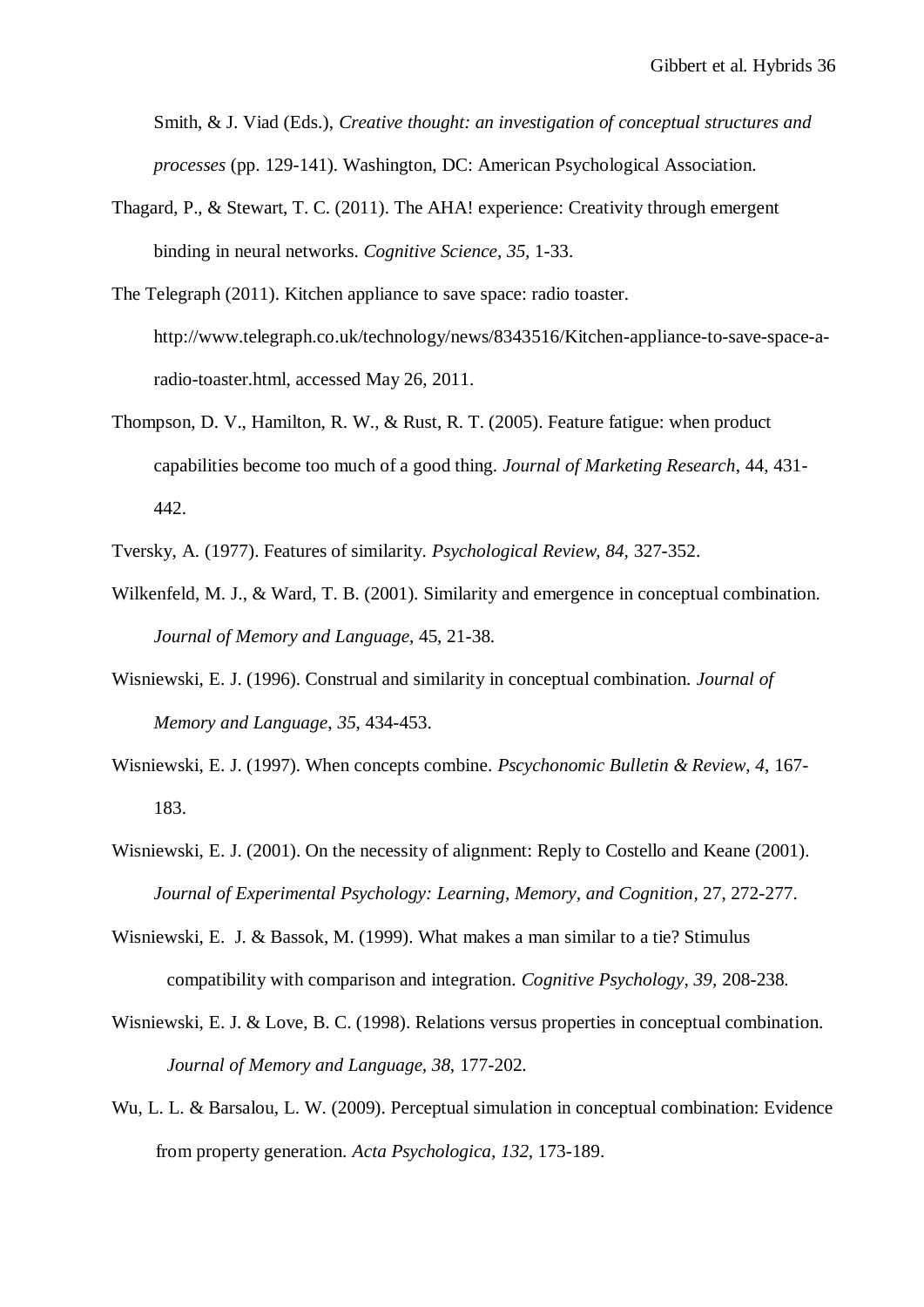Smith, & J. Viad (Eds.), *Creative thought: an investigation of conceptual structures and processes* (pp. 129-141). Washington, DC: American Psychological Association.

Thagard, P., & Stewart, T. C. (2011). The AHA! experience: Creativity through emergent binding in neural networks. *Cognitive Science, 35,* 1-33.

The Telegraph (2011). Kitchen appliance to save space: radio toaster. http://www.telegraph.co.uk/technology/news/8343516/Kitchen-appliance-to-save-space-a-radio-toaster.html, accessed May 26, 2011.

Thompson, D. V., Hamilton, R. W., & Rust, R. T. (2005). Feature fatigue: when product capabilities become too much of a good thing. *Journal of Marketing Research*, 44, 431-442.

Tversky, A. (1977). Features of similarity. *Psychological Review, 84,* 327-352.

Wilkenfeld, M. J., & Ward, T. B. (2001). Similarity and emergence in conceptual combination. *Journal of Memory and Language*, 45, 21-38.

Wisniewski, E. J. (1996). Construal and similarity in conceptual combination. *Journal of Memory and Language*, *35*, 434-453.

Wisniewski, E. J. (1997). When concepts combine. *Pscychonomic Bulletin & Review*, *4*, 167-183.

Wisniewski, E. J. (2001). On the necessity of alignment: Reply to Costello and Keane (2001). *Journal of Experimental Psychology: Learning, Memory, and Cognition*, 27, 272-277.

Wisniewski, E. J. & Bassok, M. (1999). What makes a man similar to a tie? Stimulus compatibility with comparison and integration. *Cognitive Psychology, 39,* 208-238.

Wisniewski, E. J. & Love, B. C. (1998). Relations versus properties in conceptual combination. *Journal of Memory and Language, 38,* 177-202.

Wu, L. L. & Barsalou, L. W. (2009). Perceptual simulation in conceptual combination: Evidence from property generation. *Acta Psychologica, 132*, 173-189.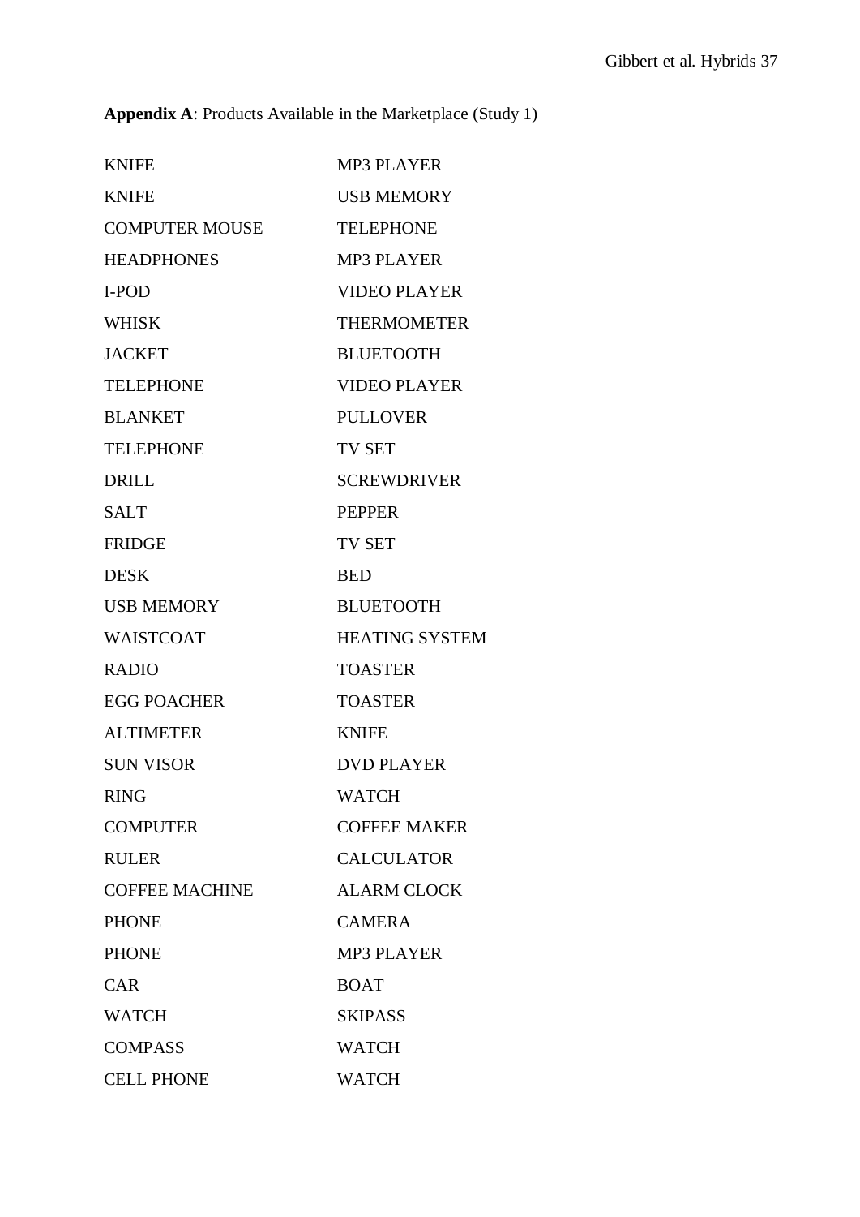**Appendix A**: Products Available in the Marketplace (Study 1)

| | |
|---|---|
| KNIFE | MP3 PLAYER |
| KNIFE | USB MEMORY |
| COMPUTER MOUSE | TELEPHONE |
| HEADPHONES | MP3 PLAYER |
| I-POD | VIDEO PLAYER |
| WHISK | THERMOMETER |
| JACKET | BLUETOOTH |
| TELEPHONE | VIDEO PLAYER |
| BLANKET | PULLOVER |
| TELEPHONE | TV SET |
| DRILL | SCREWDRIVER |
| SALT | PEPPER |
| FRIDGE | TV SET |
| DESK | BED |
| USB MEMORY | BLUETOOTH |
| WAISTCOAT | HEATING SYSTEM |
| RADIO | TOASTER |
| EGG POACHER | TOASTER |
| ALTIMETER | KNIFE |
| SUN VISOR | DVD PLAYER |
| RING | WATCH |
| COMPUTER | COFFEE MAKER |
| RULER | CALCULATOR |
| COFFEE MACHINE | ALARM CLOCK |
| PHONE | CAMERA |
| PHONE | MP3 PLAYER |
| CAR | BOAT |
| WATCH | SKIPASS |
| COMPASS | WATCH |
| CELL PHONE | WATCH |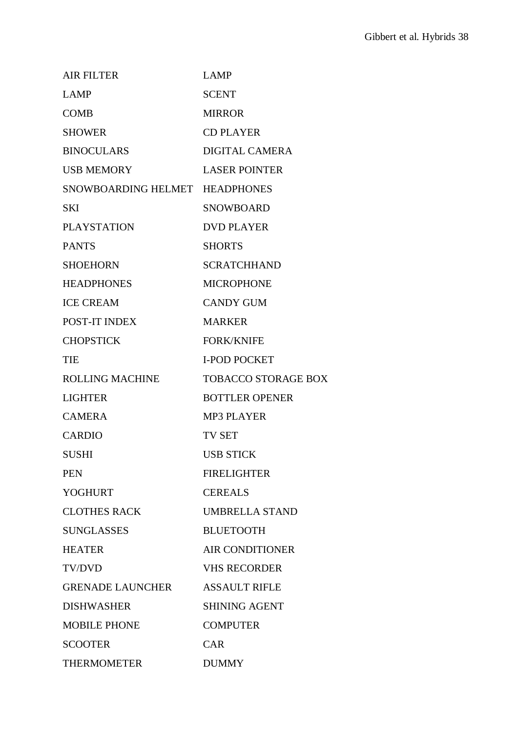| | |
|---|---|
| AIR FILTER | LAMP |
| LAMP | SCENT |
| COMB | MIRROR |
| SHOWER | CD PLAYER |
| BINOCULARS | DIGITAL CAMERA |
| USB MEMORY | LASER POINTER |
| SNOWBOARDING HELMET | HEADPHONES |
| SKI | SNOWBOARD |
| PLAYSTATION | DVD PLAYER |
| PANTS | SHORTS |
| SHOEHORN | SCRATCHHAND |
| HEADPHONES | MICROPHONE |
| ICE CREAM | CANDY GUM |
| POST-IT INDEX | MARKER |
| CHOPSTICK | FORK/KNIFE |
| TIE | I-POD POCKET |
| ROLLING MACHINE | TOBACCO STORAGE BOX |
| LIGHTER | BOTTLER OPENER |
| CAMERA | MP3 PLAYER |
| CARDIO | TV SET |
| SUSHI | USB STICK |
| PEN | FIRELIGHTER |
| YOGHURT | CEREALS |
| CLOTHES RACK | UMBRELLA STAND |
| SUNGLASSES | BLUETOOTH |
| HEATER | AIR CONDITIONER |
| TV/DVD | VHS RECORDER |
| GRENADE LAUNCHER | ASSAULT RIFLE |
| DISHWASHER | SHINING AGENT |
| MOBILE PHONE | COMPUTER |
| SCOOTER | CAR |
| THERMOMETER | DUMMY |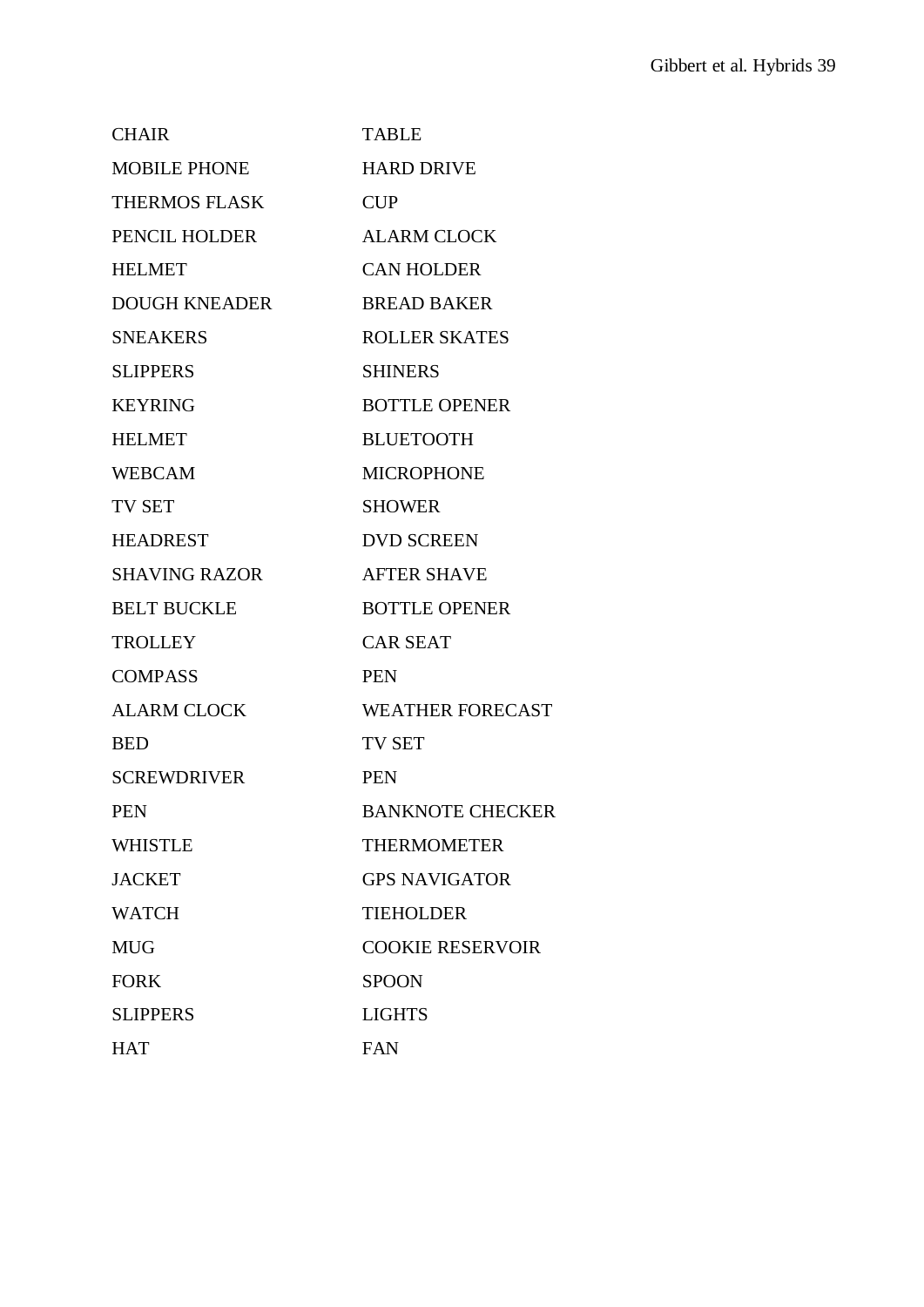| | |
|---|---|
| CHAIR | TABLE |
| MOBILE PHONE | HARD DRIVE |
| THERMOS FLASK | CUP |
| PENCIL HOLDER | ALARM CLOCK |
| HELMET | CAN HOLDER |
| DOUGH KNEADER | BREAD BAKER |
| SNEAKERS | ROLLER SKATES |
| SLIPPERS | SHINERS |
| KEYRING | BOTTLE OPENER |
| HELMET | BLUETOOTH |
| WEBCAM | MICROPHONE |
| TV SET | SHOWER |
| HEADREST | DVD SCREEN |
| SHAVING RAZOR | AFTER SHAVE |
| BELT BUCKLE | BOTTLE OPENER |
| TROLLEY | CAR SEAT |
| COMPASS | PEN |
| ALARM CLOCK | WEATHER FORECAST |
| BED | TV SET |
| SCREWDRIVER | PEN |
| PEN | BANKNOTE CHECKER |
| WHISTLE | THERMOMETER |
| JACKET | GPS NAVIGATOR |
| WATCH | TIEHOLDER |
| MUG | COOKIE RESERVOIR |
| FORK | SPOON |
| SLIPPERS | LIGHTS |
| HAT | FAN |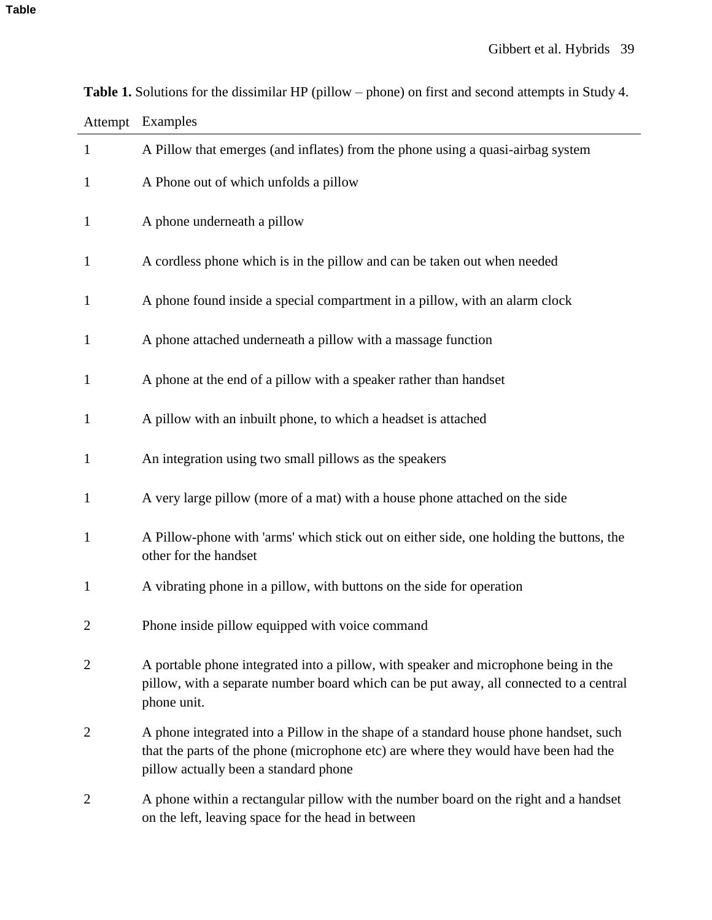Table

**Table 1.** Solutions for the dissimilar HP (pillow – phone) on first and second attempts in Study 4.

| Attempt | Examples |
|---|---|
| 1 | A Pillow that emerges (and inflates) from the phone using a quasi-airbag system |
| 1 | A Phone out of which unfolds a pillow |
| 1 | A phone underneath a pillow |
| 1 | A cordless phone which is in the pillow and can be taken out when needed |
| 1 | A phone found inside a special compartment in a pillow, with an alarm clock |
| 1 | A phone attached underneath a pillow with a massage function |
| 1 | A phone at the end of a pillow with a speaker rather than handset |
| 1 | A pillow with an inbuilt phone, to which a headset is attached |
| 1 | An integration using two small pillows as the speakers |
| 1 | A very large pillow (more of a mat) with a house phone attached on the side |
| 1 | A Pillow-phone with 'arms' which stick out on either side, one holding the buttons, the other for the handset |
| 1 | A vibrating phone in a pillow, with buttons on the side for operation |
| 2 | Phone inside pillow equipped with voice command |
| 2 | A portable phone integrated into a pillow, with speaker and microphone being in the pillow, with a separate number board which can be put away, all connected to a central phone unit. |
| 2 | A phone integrated into a Pillow in the shape of a standard house phone handset, such that the parts of the phone (microphone etc) are where they would have been had the pillow actually been a standard phone |
| 2 | A phone within a rectangular pillow with the number board on the right and a handset on the left, leaving space for the head in between |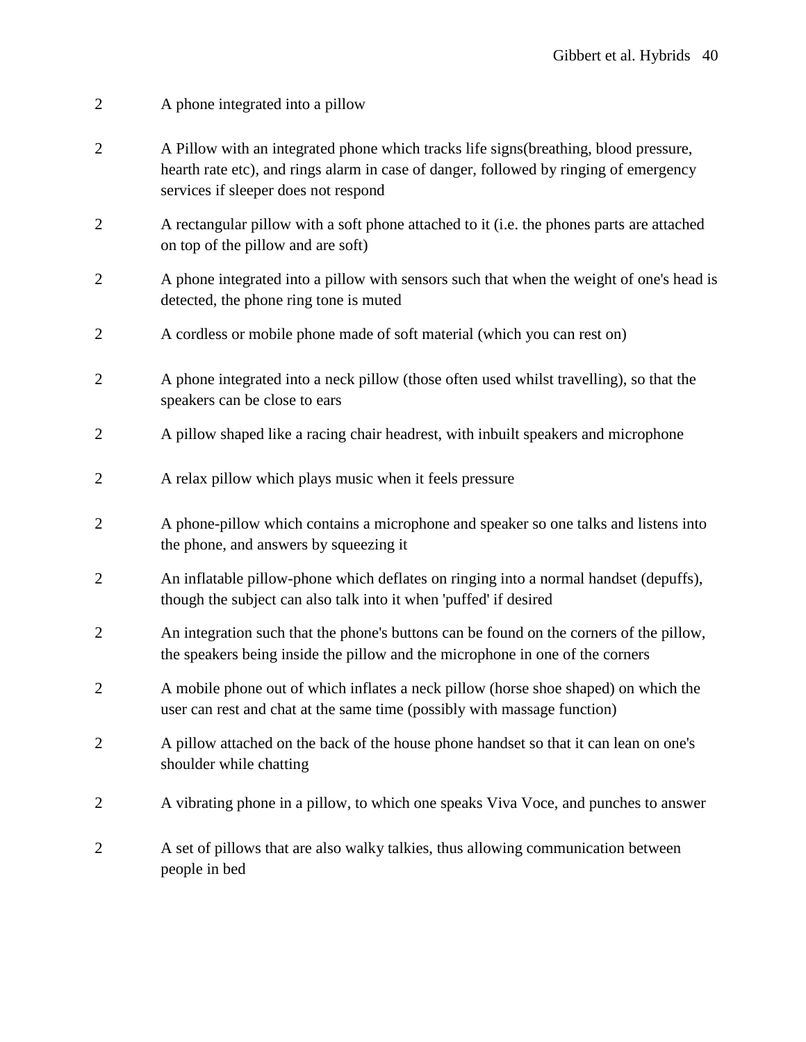| | |
|---|---|
| 2 | A phone integrated into a pillow |
| 2 | A Pillow with an integrated phone which tracks life signs(breathing, blood pressure, hearth rate etc), and rings alarm in case of danger, followed by ringing of emergency services if sleeper does not respond |
| 2 | A rectangular pillow with a soft phone attached to it (i.e. the phones parts are attached on top of the pillow and are soft) |
| 2 | A phone integrated into a pillow with sensors such that when the weight of one's head is detected, the phone ring tone is muted |
| 2 | A cordless or mobile phone made of soft material (which you can rest on) |
| 2 | A phone integrated into a neck pillow (those often used whilst travelling), so that the speakers can be close to ears |
| 2 | A pillow shaped like a racing chair headrest, with inbuilt speakers and microphone |
| 2 | A relax pillow which plays music when it feels pressure |
| 2 | A phone-pillow which contains a microphone and speaker so one talks and listens into the phone, and answers by squeezing it |
| 2 | An inflatable pillow-phone which deflates on ringing into a normal handset (depuffs), though the subject can also talk into it when 'puffed' if desired |
| 2 | An integration such that the phone's buttons can be found on the corners of the pillow, the speakers being inside the pillow and the microphone in one of the corners |
| 2 | A mobile phone out of which inflates a neck pillow (horse shoe shaped) on which the user can rest and chat at the same time (possibly with massage function) |
| 2 | A pillow attached on the back of the house phone handset so that it can lean on one's shoulder while chatting |
| 2 | A vibrating phone in a pillow, to which one speaks Viva Voce, and punches to answer |
| 2 | A set of pillows that are also walky talkies, thus allowing communication between people in bed |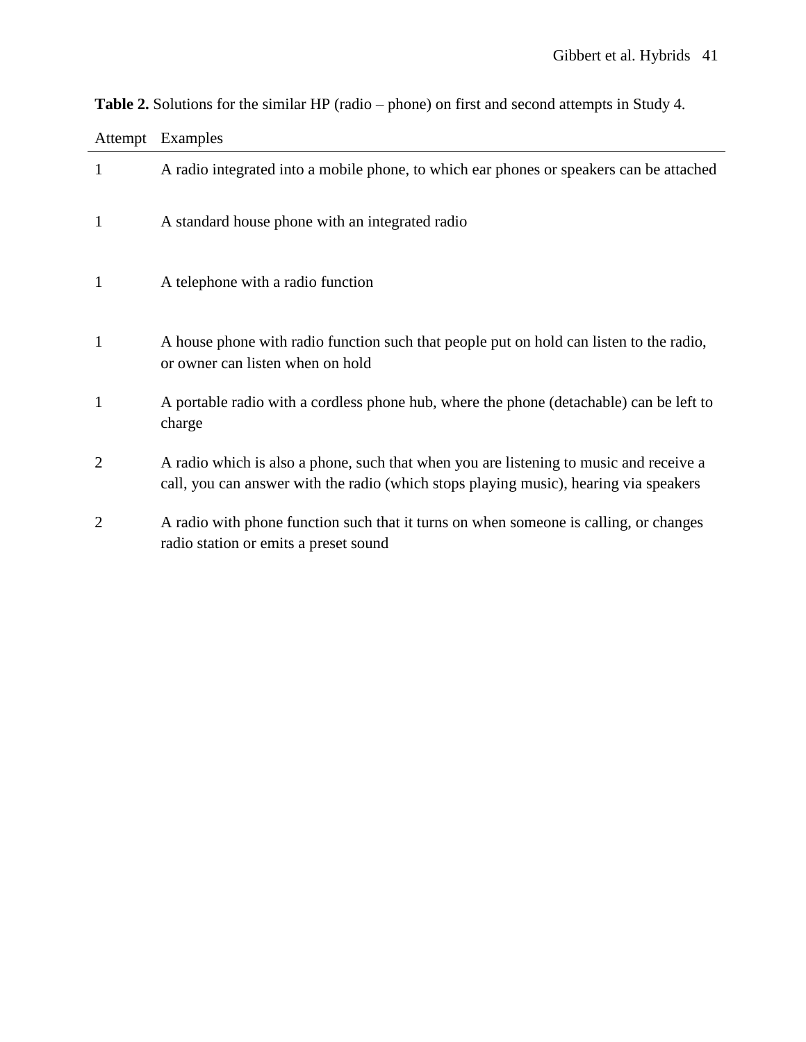**Table 2.** Solutions for the similar HP (radio – phone) on first and second attempts in Study 4.

| Attempt | Examples |
|---|---|
| 1 | A radio integrated into a mobile phone, to which ear phones or speakers can be attached |
| 1 | A standard house phone with an integrated radio |
| 1 | A telephone with a radio function |
| 1 | A house phone with radio function such that people put on hold can listen to the radio, or owner can listen when on hold |
| 1 | A portable radio with a cordless phone hub, where the phone (detachable) can be left to charge |
| 2 | A radio which is also a phone, such that when you are listening to music and receive a call, you can answer with the radio (which stops playing music), hearing via speakers |
| 2 | A radio with phone function such that it turns on when someone is calling, or changes radio station or emits a preset sound |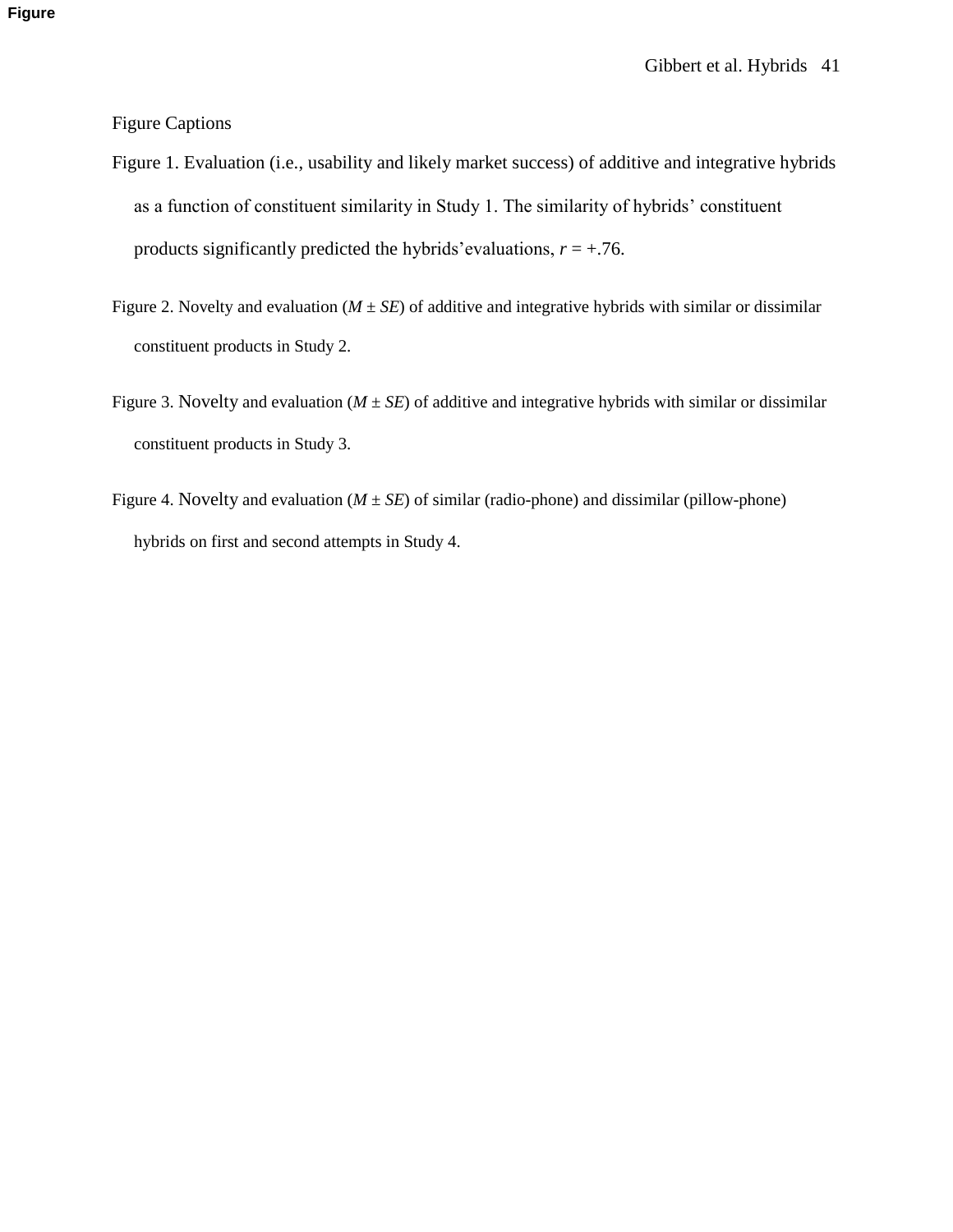Figure Captions

Figure 1. Evaluation (i.e., usability and likely market success) of additive and integrative hybrids as a function of constituent similarity in Study 1. The similarity of hybrids' constituent products significantly predicted the hybrids' evaluations, $r = +.76$.

Figure 2. Novelty and evaluation ($M \pm SE$) of additive and integrative hybrids with similar or dissimilar constituent products in Study 2.

Figure 3. Novelty and evaluation ($M \pm SE$) of additive and integrative hybrids with similar or dissimilar constituent products in Study 3.

Figure 4. Novelty and evaluation ($M \pm SE$) of similar (radio-phone) and dissimilar (pillow-phone) hybrids on first and second attempts in Study 4.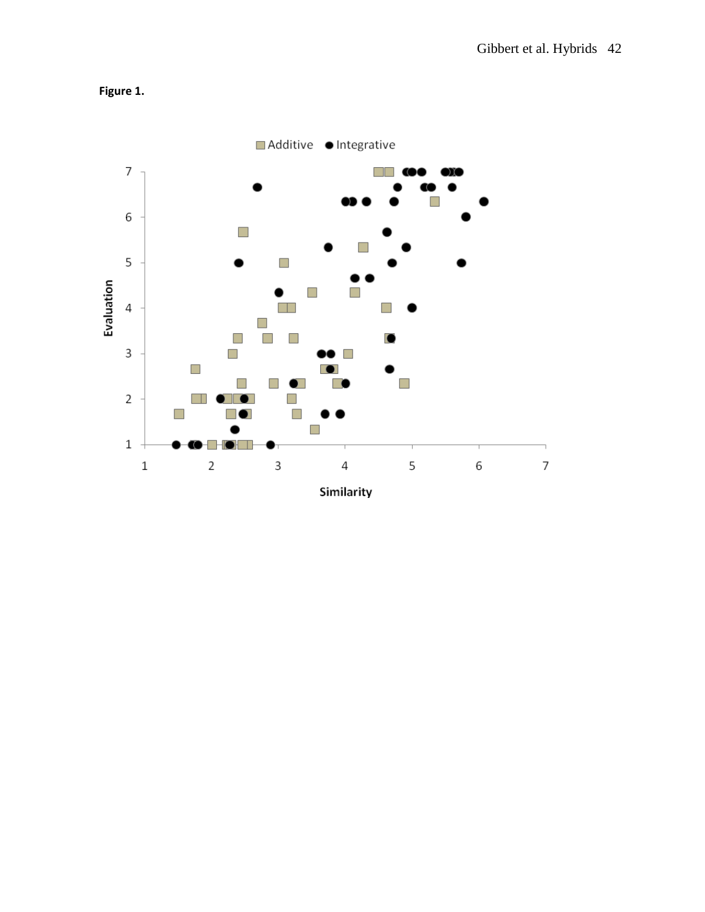**Figure 1.**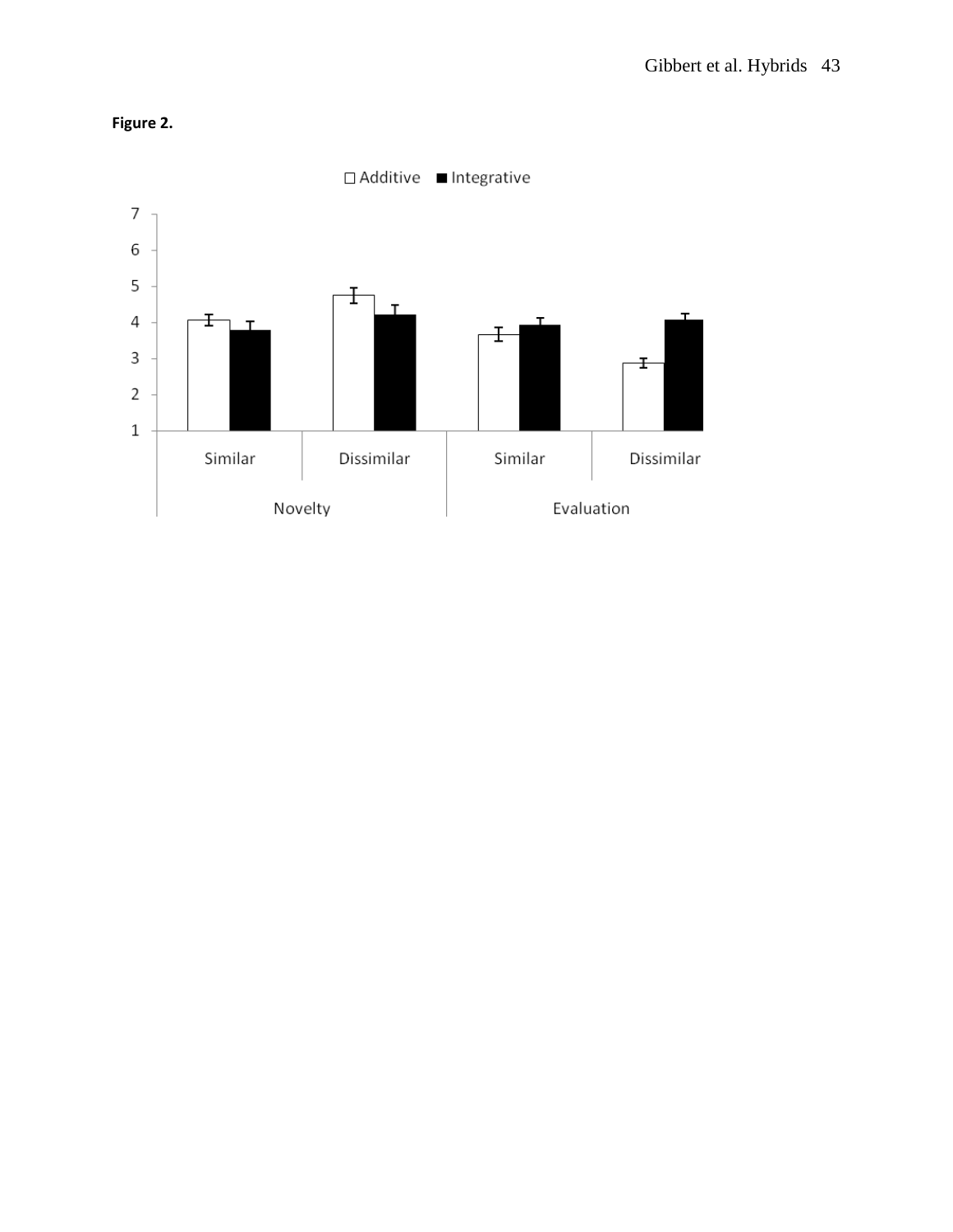**Figure 2.**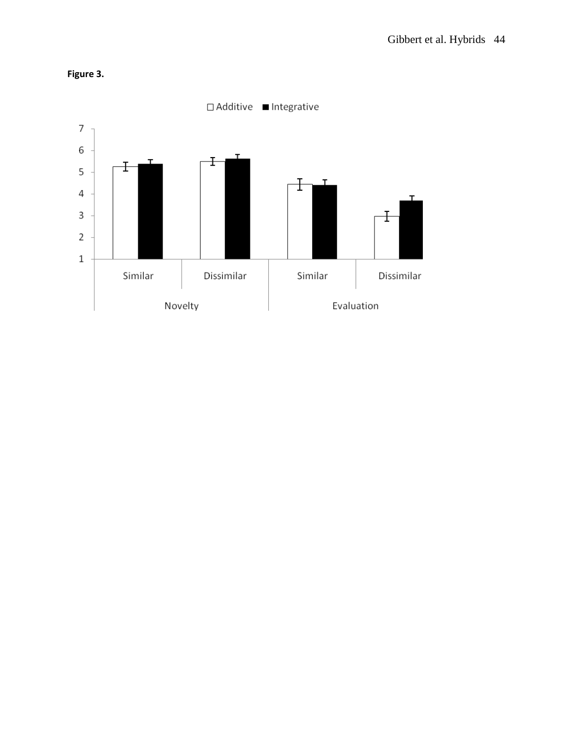**Figure 3.**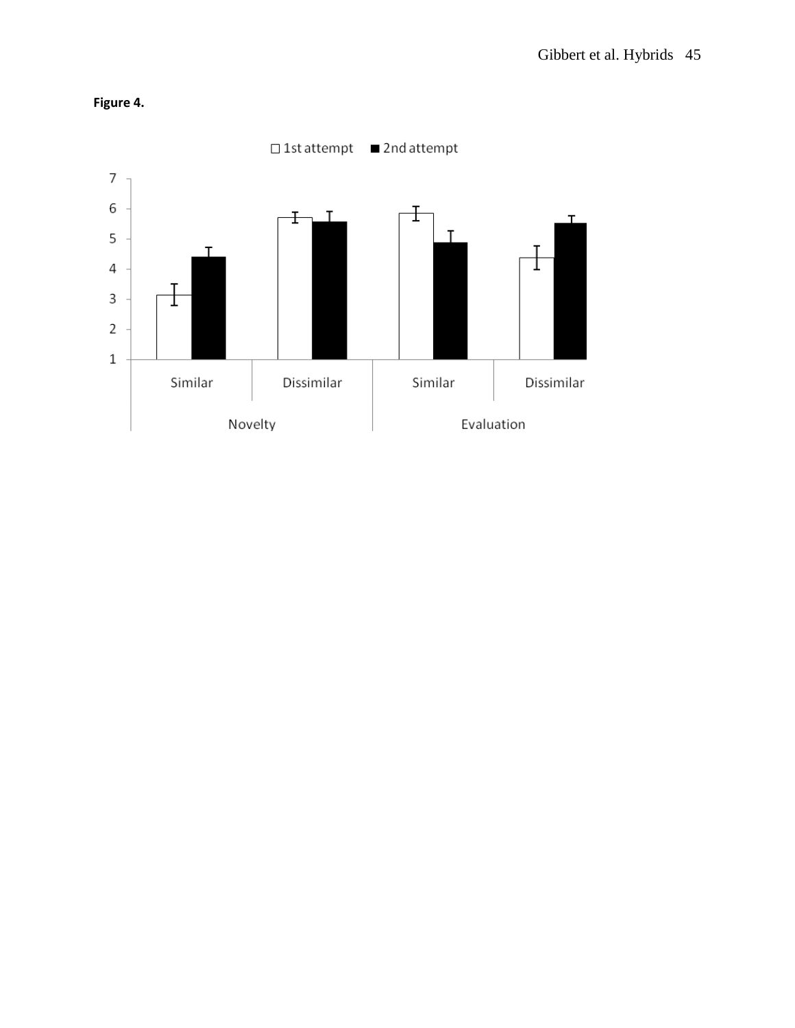**Figure 4.**

□ 1st attempt ■ 2nd attempt

7
6
5
4
3
2
1

Similar
Dissimilar
Similar
Dissimilar

Novelty
Evaluation